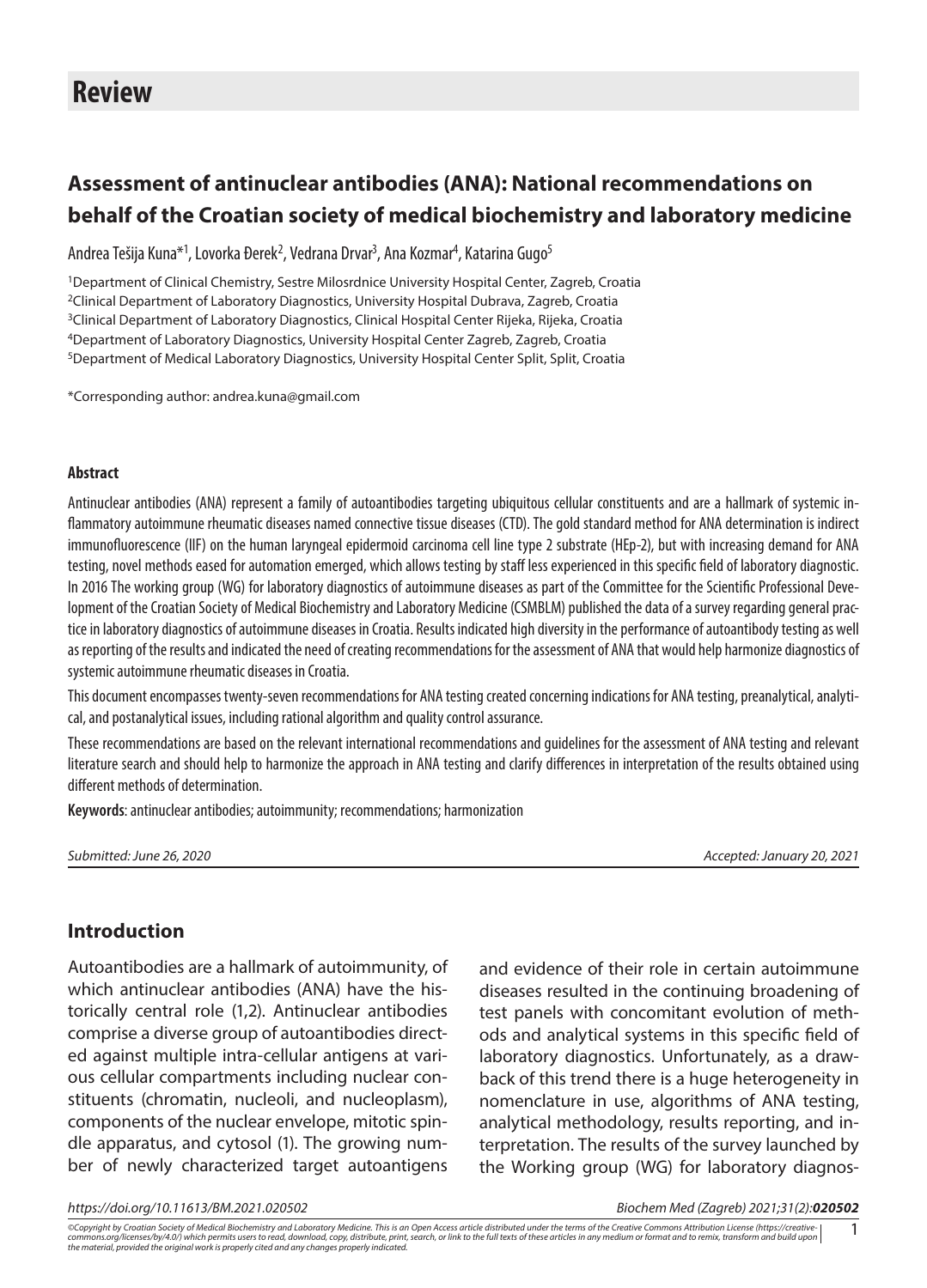# Review

## Assessment of antinuclear antibodies (ANA): National recommendations on behalf of the Croatian society of medical biochemistry and laboratory medicine

Andrea Tešija Kuna*[1], Lovorka Đerek[2], Vedrana Drvar[3], Ana Kozmar[4], Katarina Gugo[5]

[1]Department of Clinical Chemistry, Sestre Milosrdnice University Hospital Center, Zagreb, Croatia
[2]Clinical Department of Laboratory Diagnostics, University Hospital Dubrava, Zagreb, Croatia
[3]Clinical Department of Laboratory Diagnostics, Clinical Hospital Center Rijeka, Rijeka, Croatia
[4]Department of Laboratory Diagnostics, University Hospital Center Zagreb, Zagreb, Croatia
[5]Department of Medical Laboratory Diagnostics, University Hospital Center Split, Split, Croatia

*Corresponding author: andrea.kuna@gmail.com

**Abstract**

Antinuclear antibodies (ANA) represent a family of autoantibodies targeting ubiquitous cellular constituents and are a hallmark of systemic inflammatory autoimmune rheumatic diseases named connective tissue diseases (CTD). The gold standard method for ANA determination is indirect immunofluorescence (IIF) on the human laryngeal epidermoid carcinoma cell line type 2 substrate (HEp-2), but with increasing demand for ANA testing, novel methods eased for automation emerged, which allows testing by staff less experienced in this specific field of laboratory diagnostic. In 2016 The working group (WG) for laboratory diagnostics of autoimmune diseases as part of the Committee for the Scientific Professional Development of the Croatian Society of Medical Biochemistry and Laboratory Medicine (CSMBLM) published the data of a survey regarding general practice in laboratory diagnostics of autoimmune diseases in Croatia. Results indicated high diversity in the performance of autoantibody testing as well as reporting of the results and indicated the need of creating recommendations for the assessment of ANA that would help harmonize diagnostics of systemic autoimmune rheumatic diseases in Croatia.

This document encompasses twenty-seven recommendations for ANA testing created concerning indications for ANA testing, preanalytical, analytical, and postanalytical issues, including rational algorithm and quality control assurance.

These recommendations are based on the relevant international recommendations and guidelines for the assessment of ANA testing and relevant literature search and should help to harmonize the approach in ANA testing and clarify differences in interpretation of the results obtained using different methods of determination.

**Keywords**: antinuclear antibodies; autoimmunity; recommendations; harmonization

*Submitted: June 26, 2020* *Accepted: January 20, 2021*

## Introduction

Autoantibodies are a hallmark of autoimmunity, of which antinuclear antibodies (ANA) have the historically central role (1,2). Antinuclear antibodies comprise a diverse group of autoantibodies directed against multiple intra-cellular antigens at various cellular compartments including nuclear constituents (chromatin, nucleoli, and nucleoplasm), components of the nuclear envelope, mitotic spindle apparatus, and cytosol (1). The growing number of newly characterized target autoantigens and evidence of their role in certain autoimmune diseases resulted in the continuing broadening of test panels with concomitant evolution of methods and analytical systems in this specific field of laboratory diagnostics. Unfortunately, as a drawback of this trend there is a huge heterogeneity in nomenclature in use, algorithms of ANA testing, analytical methodology, results reporting, and interpretation. The results of the survey launched by the Working group (WG) for laboratory diagnos-

https://doi.org/10.11613/BM.2021.020502

©Copyright by Croatian Society of Medical Biochemistry and Laboratory Medicine. This is an Open Access article distributed under the terms of the Creative Commons Attribution License (https://creativecommons.org/licenses/by/4.0/) which permits users to read, download, copy, distribute, print, search, or link to the full texts of these articles in any medium or format and to remix, transform and build upon the material, provided the original work is properly cited and any changes properly indicated.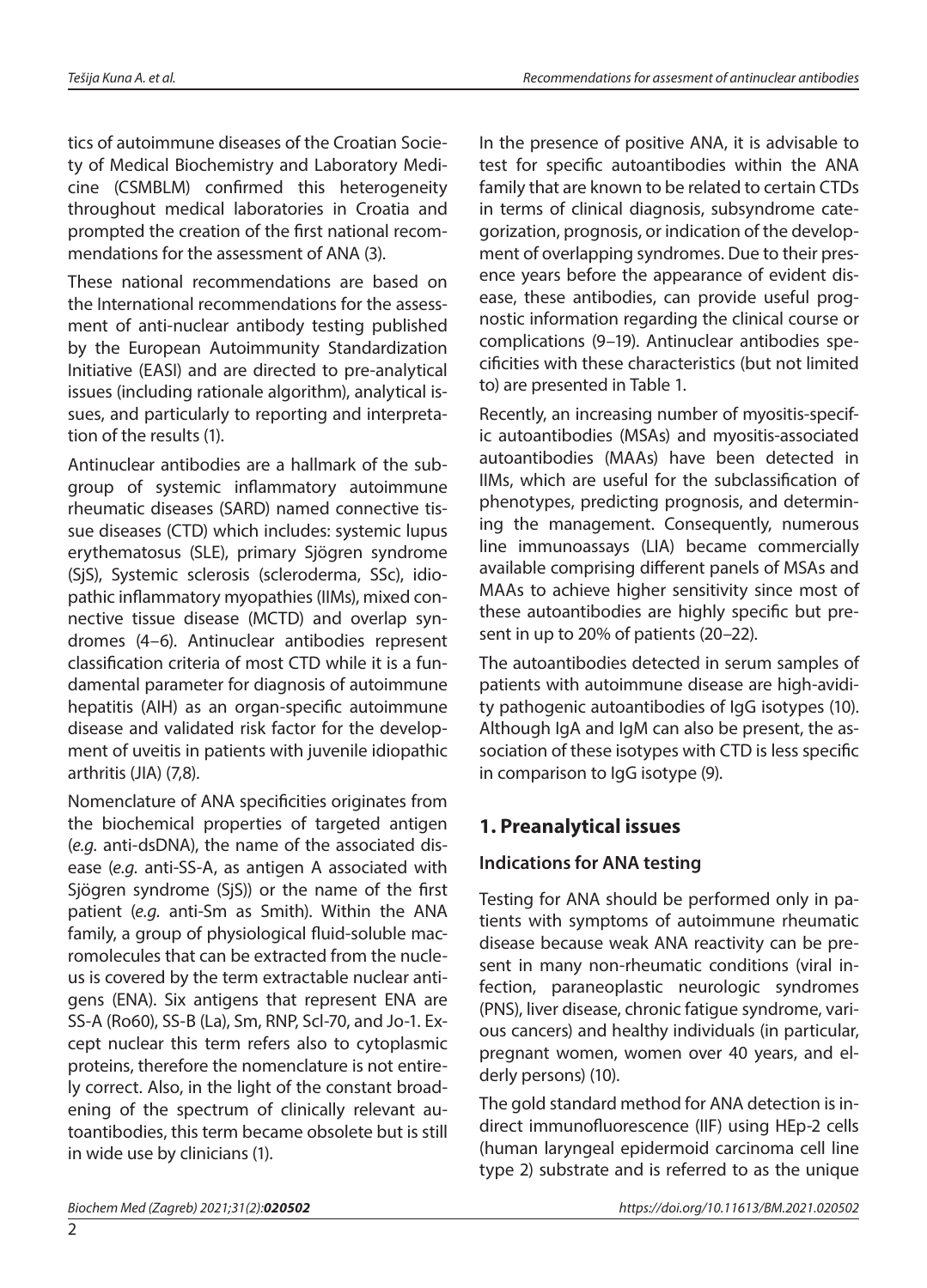tics of autoimmune diseases of the Croatian Society of Medical Biochemistry and Laboratory Medicine (CSMBLM) confirmed this heterogeneity throughout medical laboratories in Croatia and prompted the creation of the first national recommendations for the assessment of ANA (3).

These national recommendations are based on the International recommendations for the assessment of anti-nuclear antibody testing published by the European Autoimmunity Standardization Initiative (EASI) and are directed to pre-analytical issues (including rationale algorithm), analytical issues, and particularly to reporting and interpretation of the results (1).

Antinuclear antibodies are a hallmark of the subgroup of systemic inflammatory autoimmune rheumatic diseases (SARD) named connective tissue diseases (CTD) which includes: systemic lupus erythematosus (SLE), primary Sjögren syndrome (SjS), Systemic sclerosis (scleroderma, SSc), idiopathic inflammatory myopathies (IIMs), mixed connective tissue disease (MCTD) and overlap syndromes (4–6). Antinuclear antibodies represent classification criteria of most CTD while it is a fundamental parameter for diagnosis of autoimmune hepatitis (AIH) as an organ-specific autoimmune disease and validated risk factor for the development of uveitis in patients with juvenile idiopathic arthritis (JIA) (7,8).

Nomenclature of ANA specificities originates from the biochemical properties of targeted antigen (*e.g.* anti-dsDNA), the name of the associated disease (*e.g.* anti-SS-A, as antigen A associated with Sjögren syndrome (SjS)) or the name of the first patient (*e.g.* anti-Sm as Smith). Within the ANA family, a group of physiological fluid-soluble macromolecules that can be extracted from the nucleus is covered by the term extractable nuclear antigens (ENA). Six antigens that represent ENA are SS-A (Ro60), SS-B (La), Sm, RNP, Scl-70, and Jo-1. Except nuclear this term refers also to cytoplasmic proteins, therefore the nomenclature is not entirely correct. Also, in the light of the constant broadening of the spectrum of clinically relevant autoantibodies, this term became obsolete but is still in wide use by clinicians (1).

In the presence of positive ANA, it is advisable to test for specific autoantibodies within the ANA family that are known to be related to certain CTDs in terms of clinical diagnosis, subsyndrome categorization, prognosis, or indication of the development of overlapping syndromes. Due to their presence years before the appearance of evident disease, these antibodies, can provide useful prognostic information regarding the clinical course or complications (9–19). Antinuclear antibodies specificities with these characteristics (but not limited to) are presented in Table 1.

Recently, an increasing number of myositis-specific autoantibodies (MSAs) and myositis-associated autoantibodies (MAAs) have been detected in IIMs, which are useful for the subclassification of phenotypes, predicting prognosis, and determining the management. Consequently, numerous line immunoassays (LIA) became commercially available comprising different panels of MSAs and MAAs to achieve higher sensitivity since most of these autoantibodies are highly specific but present in up to 20% of patients (20–22).

The autoantibodies detected in serum samples of patients with autoimmune disease are high-avidity pathogenic autoantibodies of IgG isotypes (10). Although IgA and IgM can also be present, the association of these isotypes with CTD is less specific in comparison to IgG isotype (9).

## 1. Preanalytical issues

### Indications for ANA testing

Testing for ANA should be performed only in patients with symptoms of autoimmune rheumatic disease because weak ANA reactivity can be present in many non-rheumatic conditions (viral infection, paraneoplastic neurologic syndromes (PNS), liver disease, chronic fatigue syndrome, various cancers) and healthy individuals (in particular, pregnant women, women over 40 years, and elderly persons) (10).

The gold standard method for ANA detection is indirect immunofluorescence (IIF) using HEp-2 cells (human laryngeal epidermoid carcinoma cell line type 2) substrate and is referred to as the unique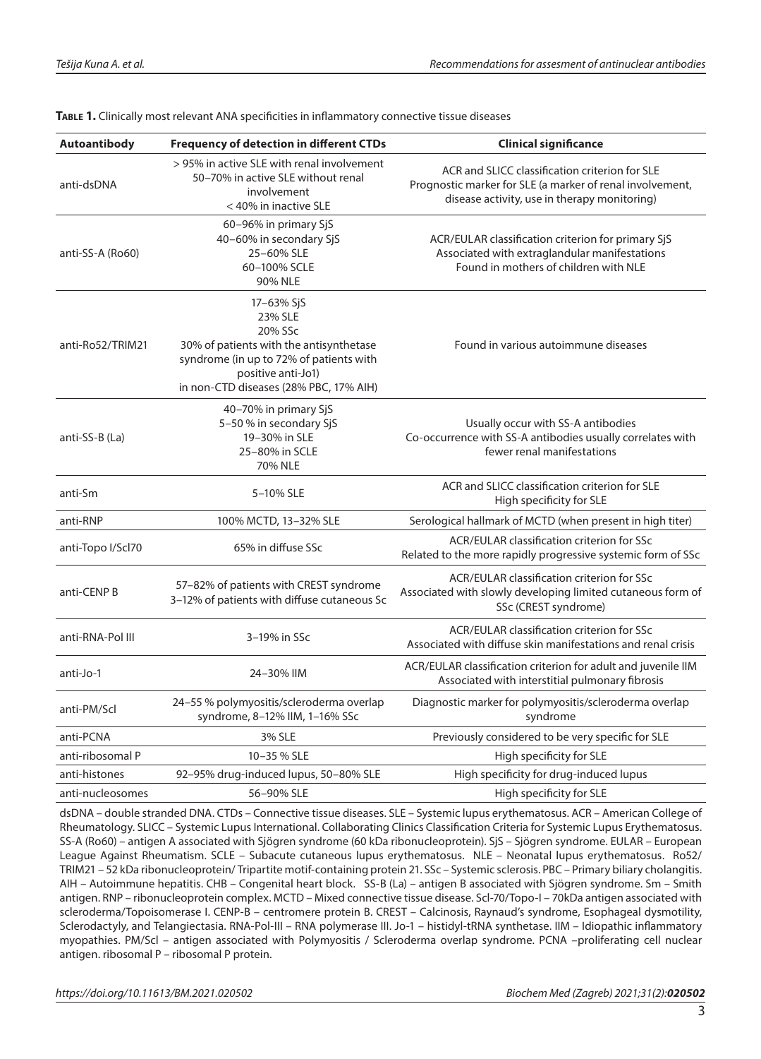**Table 1.** Clinically most relevant ANA specificities in inflammatory connective tissue diseases

| Autoantibody | Frequency of detection in different CTDs | Clinical significance |
|---|---|---|
| anti-dsDNA | > 95% in active SLE with renal involvement<br>50–70% in active SLE without renal involvement<br>< 40% in inactive SLE | ACR and SLICC classification criterion for SLE<br>Prognostic marker for SLE (a marker of renal involvement, disease activity, use in therapy monitoring) |
| anti-SS-A (Ro60) | 60–96% in primary SjS<br>40–60% in secondary SjS<br>25–60% SLE<br>60–100% SCLE<br>90% NLE | ACR/EULAR classification criterion for primary SjS<br>Associated with extraglandular manifestations<br>Found in mothers of children with NLE |
| anti-Ro52/TRIM21 | 17–63% SjS<br>23% SLE<br>20% SSc<br>30% of patients with the antisynthetase syndrome (in up to 72% of patients with positive anti-Jo1)<br>in non-CTD diseases (28% PBC, 17% AIH) | Found in various autoimmune diseases |
| anti-SS-B (La) | 40–70% in primary SjS<br>5–50 % in secondary SjS<br>19–30% in SLE<br>25–80% in SCLE<br>70% NLE | Usually occur with SS-A antibodies<br>Co-occurrence with SS-A antibodies usually correlates with fewer renal manifestations |
| anti-Sm | 5–10% SLE | ACR and SLICC classification criterion for SLE<br>High specificity for SLE |
| anti-RNP | 100% MCTD, 13–32% SLE | Serological hallmark of MCTD (when present in high titer) |
| anti-Topo I/Scl70 | 65% in diffuse SSc | ACR/EULAR classification criterion for SSc<br>Related to the more rapidly progressive systemic form of SSc |
| anti-CENP B | 57–82% of patients with CREST syndrome<br>3–12% of patients with diffuse cutaneous Sc | ACR/EULAR classification criterion for SSc<br>Associated with slowly developing limited cutaneous form of SSc (CREST syndrome) |
| anti-RNA-Pol III | 3–19% in SSc | ACR/EULAR classification criterion for SSc<br>Associated with diffuse skin manifestations and renal crisis |
| anti-Jo-1 | 24–30% IIM | ACR/EULAR classification criterion for adult and juvenile IIM<br>Associated with interstitial pulmonary fibrosis |
| anti-PM/Scl | 24–55 % polymyositis/scleroderma overlap syndrome, 8–12% IIM, 1–16% SSc | Diagnostic marker for polymyositis/scleroderma overlap syndrome |
| anti-PCNA | 3% SLE | Previously considered to be very specific for SLE |
| anti-ribosomal P | 10–35 % SLE | High specificity for SLE |
| anti-histones | 92–95% drug-induced lupus, 50–80% SLE | High specificity for drug-induced lupus |
| anti-nucleosomes | 56–90% SLE | High specificity for SLE |

dsDNA – double stranded DNA. CTDs – Connective tissue diseases. SLE – Systemic lupus erythematosus. ACR – American College of Rheumatology. SLICC – Systemic Lupus International. Collaborating Clinics Classification Criteria for Systemic Lupus Erythematosus. SS-A (Ro60) – antigen A associated with Sjögren syndrome (60 kDa ribonucleoprotein). SjS – Sjögren syndrome. EULAR – European League Against Rheumatism. SCLE – Subacute cutaneous lupus erythematosus. NLE – Neonatal lupus erythematosus. Ro52/TRIM21 – 52 kDa ribonucleoprotein/ Tripartite motif-containing protein 21. SSc – Systemic sclerosis. PBC – Primary biliary cholangitis. AIH – Autoimmune hepatitis. CHB – Congenital heart block. SS-B (La) – antigen B associated with Sjögren syndrome. Sm – Smith antigen. RNP – ribonucleoprotein complex. MCTD – Mixed connective tissue disease. Scl-70/Topo-I – 70kDa antigen associated with scleroderma/Topoisomerase I. CENP-B – centromere protein B. CREST – Calcinosis, Raynaud's syndrome, Esophageal dysmotility, Sclerodactyly, and Telangiectasia. RNA-Pol-III – RNA polymerase III. Jo-1 – histidyl-tRNA synthetase. IIM – Idiopathic inflammatory myopathies. PM/Scl – antigen associated with Polymyositis / Scleroderma overlap syndrome. PCNA –proliferating cell nuclear antigen. ribosomal P – ribosomal P protein.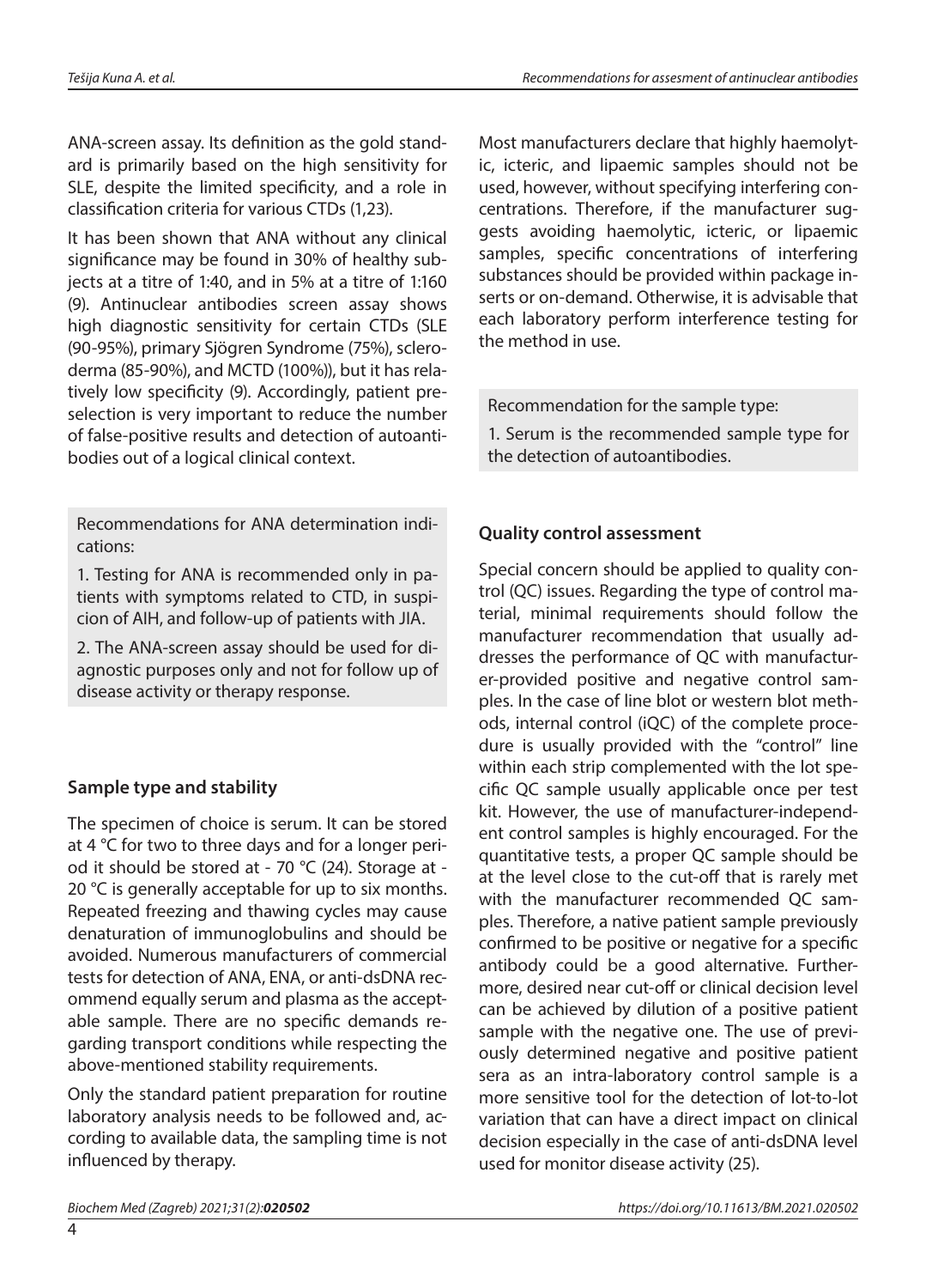ANA-screen assay. Its definition as the gold standard is primarily based on the high sensitivity for SLE, despite the limited specificity, and a role in classification criteria for various CTDs (1,23).

It has been shown that ANA without any clinical significance may be found in 30% of healthy subjects at a titre of 1:40, and in 5% at a titre of 1:160 (9). Antinuclear antibodies screen assay shows high diagnostic sensitivity for certain CTDs (SLE (90-95%), primary Sjögren Syndrome (75%), scleroderma (85-90%), and MCTD (100%)), but it has relatively low specificity (9). Accordingly, patient preselection is very important to reduce the number of false-positive results and detection of autoantibodies out of a logical clinical context.

> Recommendations for ANA determination indications:
>
> 1. Testing for ANA is recommended only in patients with symptoms related to CTD, in suspicion of AIH, and follow-up of patients with JIA.
>
> 2. The ANA-screen assay should be used for diagnostic purposes only and not for follow up of disease activity or therapy response.

## Sample type and stability

The specimen of choice is serum. It can be stored at 4 °C for two to three days and for a longer period it should be stored at - 70 °C (24). Storage at - 20 °C is generally acceptable for up to six months. Repeated freezing and thawing cycles may cause denaturation of immunoglobulins and should be avoided. Numerous manufacturers of commercial tests for detection of ANA, ENA, or anti-dsDNA recommend equally serum and plasma as the acceptable sample. There are no specific demands regarding transport conditions while respecting the above-mentioned stability requirements.

Only the standard patient preparation for routine laboratory analysis needs to be followed and, according to available data, the sampling time is not influenced by therapy.

Most manufacturers declare that highly haemolytic, icteric, and lipaemic samples should not be used, however, without specifying interfering concentrations. Therefore, if the manufacturer suggests avoiding haemolytic, icteric, or lipaemic samples, specific concentrations of interfering substances should be provided within package inserts or on-demand. Otherwise, it is advisable that each laboratory perform interference testing for the method in use.

> Recommendation for the sample type:
>
> 1. Serum is the recommended sample type for the detection of autoantibodies.

## Quality control assessment

Special concern should be applied to quality control (QC) issues. Regarding the type of control material, minimal requirements should follow the manufacturer recommendation that usually addresses the performance of QC with manufacturer-provided positive and negative control samples. In the case of line blot or western blot methods, internal control (iQC) of the complete procedure is usually provided with the "control" line within each strip complemented with the lot specific QC sample usually applicable once per test kit. However, the use of manufacturer-independent control samples is highly encouraged. For the quantitative tests, a proper QC sample should be at the level close to the cut-off that is rarely met with the manufacturer recommended QC samples. Therefore, a native patient sample previously confirmed to be positive or negative for a specific antibody could be a good alternative. Furthermore, desired near cut-off or clinical decision level can be achieved by dilution of a positive patient sample with the negative one. The use of previously determined negative and positive patient sera as an intra-laboratory control sample is a more sensitive tool for the detection of lot-to-lot variation that can have a direct impact on clinical decision especially in the case of anti-dsDNA level used for monitor disease activity (25).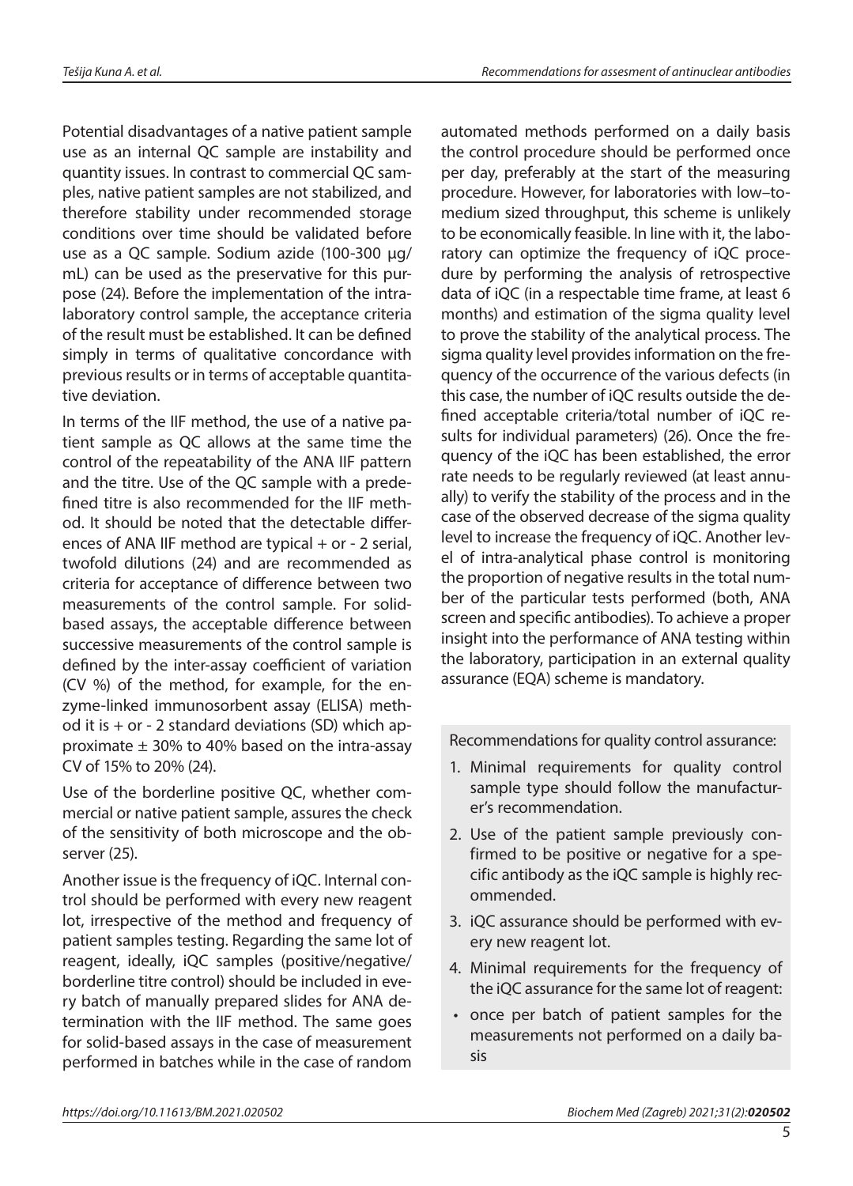Potential disadvantages of a native patient sample use as an internal QC sample are instability and quantity issues. In contrast to commercial QC samples, native patient samples are not stabilized, and therefore stability under recommended storage conditions over time should be validated before use as a QC sample. Sodium azide (100-300 µg/mL) can be used as the preservative for this purpose (24). Before the implementation of the intralaboratory control sample, the acceptance criteria of the result must be established. It can be defined simply in terms of qualitative concordance with previous results or in terms of acceptable quantitative deviation.

In terms of the IIF method, the use of a native patient sample as QC allows at the same time the control of the repeatability of the ANA IIF pattern and the titre. Use of the QC sample with a predefined titre is also recommended for the IIF method. It should be noted that the detectable differences of ANA IIF method are typical + or - 2 serial, twofold dilutions (24) and are recommended as criteria for acceptance of difference between two measurements of the control sample. For solid-based assays, the acceptable difference between successive measurements of the control sample is defined by the inter-assay coefficient of variation (CV %) of the method, for example, for the enzyme-linked immunosorbent assay (ELISA) method it is + or - 2 standard deviations (SD) which approximate ± 30% to 40% based on the intra-assay CV of 15% to 20% (24).

Use of the borderline positive QC, whether commercial or native patient sample, assures the check of the sensitivity of both microscope and the observer (25).

Another issue is the frequency of iQC. Internal control should be performed with every new reagent lot, irrespective of the method and frequency of patient samples testing. Regarding the same lot of reagent, ideally, iQC samples (positive/negative/borderline titre control) should be included in every batch of manually prepared slides for ANA determination with the IIF method. The same goes for solid-based assays in the case of measurement performed in batches while in the case of random automated methods performed on a daily basis the control procedure should be performed once per day, preferably at the start of the measuring procedure. However, for laboratories with low–to-medium sized throughput, this scheme is unlikely to be economically feasible. In line with it, the laboratory can optimize the frequency of iQC procedure by performing the analysis of retrospective data of iQC (in a respectable time frame, at least 6 months) and estimation of the sigma quality level to prove the stability of the analytical process. The sigma quality level provides information on the frequency of the occurrence of the various defects (in this case, the number of iQC results outside the defined acceptable criteria/total number of iQC results for individual parameters) (26). Once the frequency of the iQC has been established, the error rate needs to be regularly reviewed (at least annually) to verify the stability of the process and in the case of the observed decrease of the sigma quality level to increase the frequency of iQC. Another level of intra-analytical phase control is monitoring the proportion of negative results in the total number of the particular tests performed (both, ANA screen and specific antibodies). To achieve a proper insight into the performance of ANA testing within the laboratory, participation in an external quality assurance (EQA) scheme is mandatory.

Recommendations for quality control assurance:

1. Minimal requirements for quality control sample type should follow the manufacturer's recommendation.
2. Use of the patient sample previously confirmed to be positive or negative for a specific antibody as the iQC sample is highly recommended.
3. iQC assurance should be performed with every new reagent lot.
4. Minimal requirements for the frequency of the iQC assurance for the same lot of reagent:
   - once per batch of patient samples for the measurements not performed on a daily basis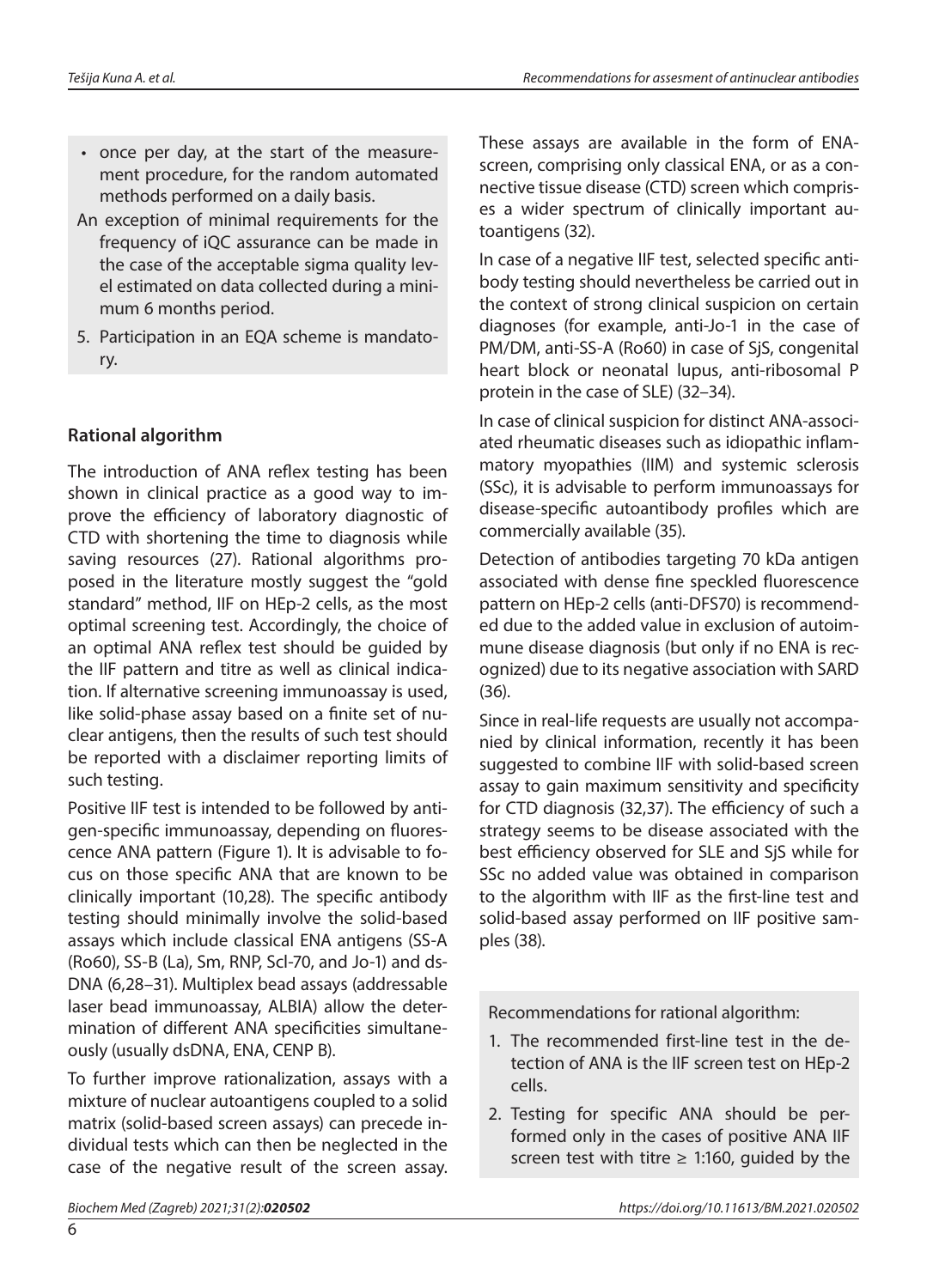- once per day, at the start of the measurement procedure, for the random automated methods performed on a daily basis.

An exception of minimal requirements for the frequency of iQC assurance can be made in the case of the acceptable sigma quality level estimated on data collected during a minimum 6 months period.

5. Participation in an EQA scheme is mandatory.

### Rational algorithm

The introduction of ANA reflex testing has been shown in clinical practice as a good way to improve the efficiency of laboratory diagnostic of CTD with shortening the time to diagnosis while saving resources (27). Rational algorithms proposed in the literature mostly suggest the "gold standard" method, IIF on HEp-2 cells, as the most optimal screening test. Accordingly, the choice of an optimal ANA reflex test should be guided by the IIF pattern and titre as well as clinical indication. If alternative screening immunoassay is used, like solid-phase assay based on a finite set of nuclear antigens, then the results of such test should be reported with a disclaimer reporting limits of such testing.

Positive IIF test is intended to be followed by antigen-specific immunoassay, depending on fluorescence ANA pattern (Figure 1). It is advisable to focus on those specific ANA that are known to be clinically important (10,28). The specific antibody testing should minimally involve the solid-based assays which include classical ENA antigens (SS-A (Ro60), SS-B (La), Sm, RNP, Scl-70, and Jo-1) and dsDNA (6,28–31). Multiplex bead assays (addressable laser bead immunoassay, ALBIA) allow the determination of different ANA specificities simultaneously (usually dsDNA, ENA, CENP B).

To further improve rationalization, assays with a mixture of nuclear autoantigens coupled to a solid matrix (solid-based screen assays) can precede individual tests which can then be neglected in the case of the negative result of the screen assay. These assays are available in the form of ENA-screen, comprising only classical ENA, or as a connective tissue disease (CTD) screen which comprises a wider spectrum of clinically important autoantigens (32).

In case of a negative IIF test, selected specific antibody testing should nevertheless be carried out in the context of strong clinical suspicion on certain diagnoses (for example, anti-Jo-1 in the case of PM/DM, anti-SS-A (Ro60) in case of SjS, congenital heart block or neonatal lupus, anti-ribosomal P protein in the case of SLE) (32–34).

In case of clinical suspicion for distinct ANA-associated rheumatic diseases such as idiopathic inflammatory myopathies (IIM) and systemic sclerosis (SSc), it is advisable to perform immunoassays for disease-specific autoantibody profiles which are commercially available (35).

Detection of antibodies targeting 70 kDa antigen associated with dense fine speckled fluorescence pattern on HEp-2 cells (anti-DFS70) is recommended due to the added value in exclusion of autoimmune disease diagnosis (but only if no ENA is recognized) due to its negative association with SARD (36).

Since in real-life requests are usually not accompanied by clinical information, recently it has been suggested to combine IIF with solid-based screen assay to gain maximum sensitivity and specificity for CTD diagnosis (32,37). The efficiency of such a strategy seems to be disease associated with the best efficiency observed for SLE and SjS while for SSc no added value was obtained in comparison to the algorithm with IIF as the first-line test and solid-based assay performed on IIF positive samples (38).

Recommendations for rational algorithm:

1. The recommended first-line test in the detection of ANA is the IIF screen test on HEp-2 cells.
2. Testing for specific ANA should be performed only in the cases of positive ANA IIF screen test with titre ≥ 1:160, guided by the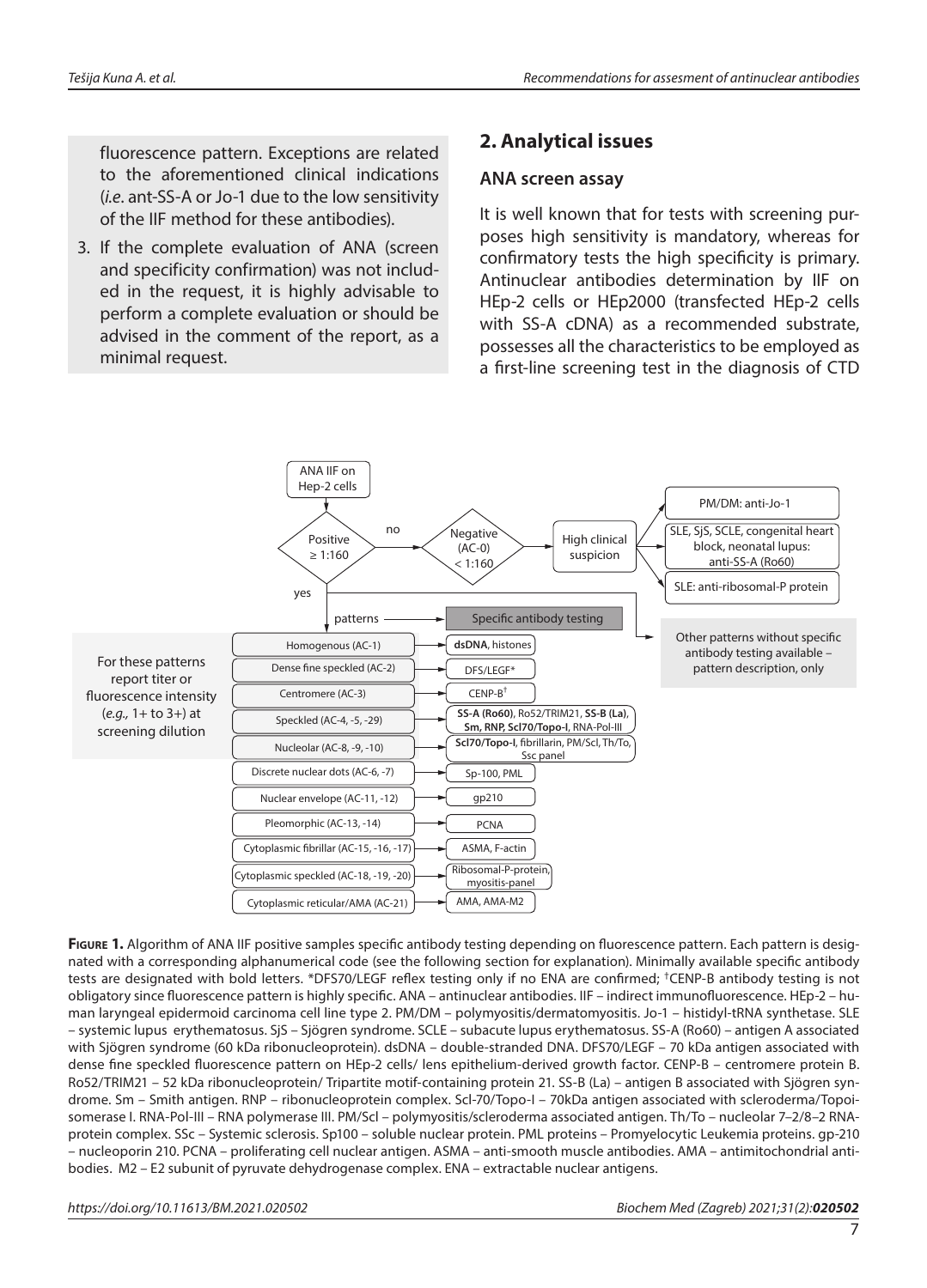fluorescence pattern. Exceptions are related to the aforementioned clinical indications (*i.e.* ant-SS-A or Jo-1 due to the low sensitivity of the IIF method for these antibodies).

3. If the complete evaluation of ANA (screen and specificity confirmation) was not included in the request, it is highly advisable to perform a complete evaluation or should be advised in the comment of the report, as a minimal request.

## 2. Analytical issues

### ANA screen assay

It is well known that for tests with screening purposes high sensitivity is mandatory, whereas for confirmatory tests the high specificity is primary. Antinuclear antibodies determination by IIF on HEp-2 cells or HEp2000 (transfected HEp-2 cells with SS-A cDNA) as a recommended substrate, possesses all the characteristics to be employed as a first-line screening test in the diagnosis of CTD

ANA IIF on Hep-2 cells → Positive ≥ 1:160?

- no → Negative (AC-0) < 1:160 → High clinical suspicion →
  - PM/DM: anti-Jo-1
  - SLE, SjS, SCLE, congenital heart block, neonatal lupus: anti-SS-A (Ro60)
  - SLE: anti-ribosomal-P protein
- yes → patterns → Specific antibody testing
  - Other patterns without specific antibody testing available – pattern description, only

For these patterns report titer or fluorescence intensity (*e.g.,* 1+ to 3+) at screening dilution:

| Pattern | Specific antibody testing |
|---|---|
| Homogenous (AC-1) | **dsDNA**, histones |
| Dense fine speckled (AC-2) | DFS/LEGF* |
| Centromere (AC-3) | CENP-B† |
| Speckled (AC-4, -5, -29) | **SS-A (Ro60)**, Ro52/TRIM21, **SS-B (La)**, **Sm, RNP, Scl70/Topo-I**, RNA-Pol-III |
| Nucleolar (AC-8, -9, -10) | **Scl70/Topo-I**, fibrillarin, PM/Scl, Th/To, Ssc panel |
| Discrete nuclear dots (AC-6, -7) | Sp-100, PML |
| Nuclear envelope (AC-11, -12) | gp210 |
| Pleomorphic (AC-13, -14) | PCNA |
| Cytoplasmic fibrillar (AC-15, -16, -17) | ASMA, F-actin |
| Cytoplasmic speckled (AC-18, -19, -20) | Ribosomal-P-protein, myositis-panel |
| Cytoplasmic reticular/AMA (AC-21) | AMA, AMA-M2 |

**Figure 1.** Algorithm of ANA IIF positive samples specific antibody testing depending on fluorescence pattern. Each pattern is designated with a corresponding alphanumerical code (see the following section for explanation). Minimally available specific antibody tests are designated with bold letters. *DFS70/LEGF reflex testing only if no ENA are confirmed; †CENP-B antibody testing is not obligatory since fluorescence pattern is highly specific. ANA – antinuclear antibodies. IIF – indirect immunofluorescence. HEp-2 – human laryngeal epidermoid carcinoma cell line type 2. PM/DM – polymyositis/dermatomyositis. Jo-1 – histidyl-tRNA synthetase. SLE – systemic lupus erythematosus. SjS – Sjögren syndrome. SCLE – subacute lupus erythematosus. SS-A (Ro60) – antigen A associated with Sjögren syndrome (60 kDa ribonucleoprotein). dsDNA – double-stranded DNA. DFS70/LEGF – 70 kDa antigen associated with dense fine speckled fluorescence pattern on HEp-2 cells/ lens epithelium-derived growth factor. CENP-B – centromere protein B. Ro52/TRIM21 – 52 kDa ribonucleoprotein/ Tripartite motif-containing protein 21. SS-B (La) – antigen B associated with Sjögren syndrome. Sm – Smith antigen. RNP – ribonucleoprotein complex. Scl-70/Topo-I – 70kDa antigen associated with scleroderma/Topoisomerase I. RNA-Pol-III – RNA polymerase III. PM/Scl – polymyositis/scleroderma associated antigen. Th/To – nucleolar 7–2/8–2 RNA-protein complex. SSc – Systemic sclerosis. Sp100 – soluble nuclear protein. PML proteins – Promyelocytic Leukemia proteins. gp-210 – nucleoporin 210. PCNA – proliferating cell nuclear antigen. ASMA – anti-smooth muscle antibodies. AMA – antimitochondrial antibodies. M2 – E2 subunit of pyruvate dehydrogenase complex. ENA – extractable nuclear antigens.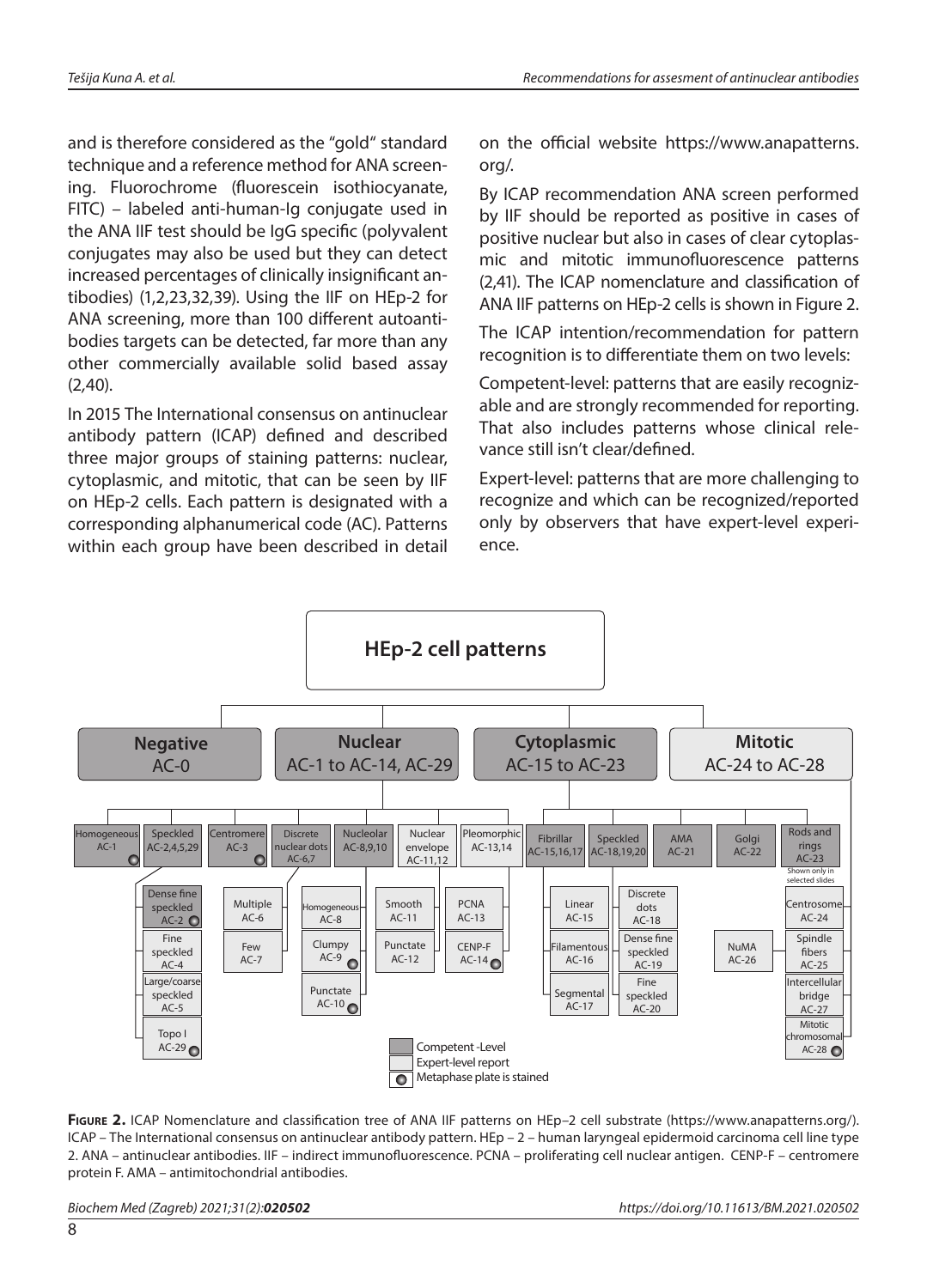and is therefore considered as the "gold" standard technique and a reference method for ANA screening. Fluorochrome (fluorescein isothiocyanate, FITC) – labeled anti-human-Ig conjugate used in the ANA IIF test should be IgG specific (polyvalent conjugates may also be used but they can detect increased percentages of clinically insignificant antibodies) (1,2,23,32,39). Using the IIF on HEp-2 for ANA screening, more than 100 different autoantibodies targets can be detected, far more than any other commercially available solid based assay (2,40).

In 2015 The International consensus on antinuclear antibody pattern (ICAP) defined and described three major groups of staining patterns: nuclear, cytoplasmic, and mitotic, that can be seen by IIF on HEp-2 cells. Each pattern is designated with a corresponding alphanumerical code (AC). Patterns within each group have been described in detail on the official website https://www.anapatterns.org/.

By ICAP recommendation ANA screen performed by IIF should be reported as positive in cases of positive nuclear but also in cases of clear cytoplasmic and mitotic immunofluorescence patterns (2,41). The ICAP nomenclature and classification of ANA IIF patterns on HEp-2 cells is shown in Figure 2.

The ICAP intention/recommendation for pattern recognition is to differentiate them on two levels:

Competent-level: patterns that are easily recognizable and are strongly recommended for reporting. That also includes patterns whose clinical relevance still isn't clear/defined.

Expert-level: patterns that are more challenging to recognize and which can be recognized/reported only by observers that have expert-level experience.

**HEp-2 cell patterns**

- **Negative** AC-0
- **Nuclear** AC-1 to AC-14, AC-29
  - Homogeneous AC-1
  - Speckled AC-2,4,5,29
    - Dense fine speckled AC-2
    - Fine speckled AC-4
    - Large/coarse speckled AC-5
    - Topo I AC-29
  - Centromere AC-3
  - Discrete nuclear dots AC-6,7
    - Multiple AC-6
    - Few AC-7
  - Nucleolar AC-8,9,10
    - Homogeneous AC-8
    - Clumpy AC-9
    - Punctate AC-10
  - Nuclear envelope AC-11,12
    - Smooth AC-11
    - Punctate AC-12
  - Pleomorphic AC-13,14
    - PCNA AC-13
    - CENP-F AC-14
- **Cytoplasmic** AC-15 to AC-23
  - Fibrillar AC-15,16,17
    - Linear AC-15
    - Filamentous AC-16
    - Segmental AC-17
  - Speckled AC-18,19,20
    - Discrete dots AC-18
    - Dense fine speckled AC-19
    - Fine speckled AC-20
  - AMA AC-21
  - Golgi AC-22
  - Rods and rings AC-23 (Shown only in selected slides)
- **Mitotic** AC-24 to AC-28
  - Centrosome AC-24
  - Spindle fibers AC-25
  - NuMA AC-26
  - Intercellular bridge AC-27
  - Mitotic chromosomal AC-28

Legend: Competent-Level; Expert-level report; Metaphase plate is stained

**Figure 2.** ICAP Nomenclature and classification tree of ANA IIF patterns on HEp–2 cell substrate (https://www.anapatterns.org/). ICAP – The International consensus on antinuclear antibody pattern. HEp – 2 – human laryngeal epidermoid carcinoma cell line type 2. ANA – antinuclear antibodies. IIF – indirect immunofluorescence. PCNA – proliferating cell nuclear antigen. CENP-F – centromere protein F. AMA – antimitochondrial antibodies.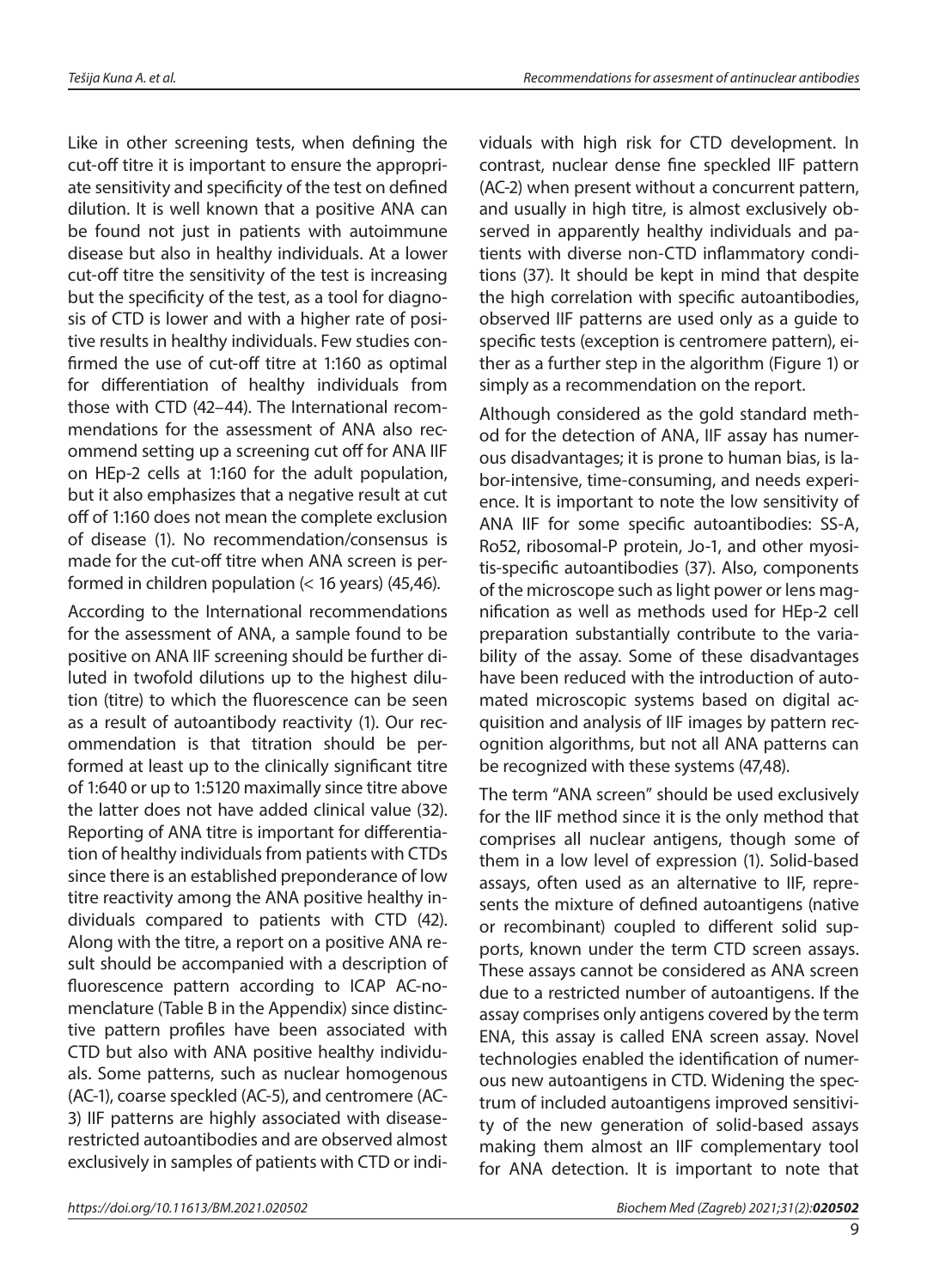Like in other screening tests, when defining the cut-off titre it is important to ensure the appropriate sensitivity and specificity of the test on defined dilution. It is well known that a positive ANA can be found not just in patients with autoimmune disease but also in healthy individuals. At a lower cut-off titre the sensitivity of the test is increasing but the specificity of the test, as a tool for diagnosis of CTD is lower and with a higher rate of positive results in healthy individuals. Few studies confirmed the use of cut-off titre at 1:160 as optimal for differentiation of healthy individuals from those with CTD (42–44). The International recommendations for the assessment of ANA also recommend setting up a screening cut off for ANA IIF on HEp-2 cells at 1:160 for the adult population, but it also emphasizes that a negative result at cut off of 1:160 does not mean the complete exclusion of disease (1). No recommendation/consensus is made for the cut-off titre when ANA screen is performed in children population (< 16 years) (45,46).

According to the International recommendations for the assessment of ANA, a sample found to be positive on ANA IIF screening should be further diluted in twofold dilutions up to the highest dilution (titre) to which the fluorescence can be seen as a result of autoantibody reactivity (1). Our recommendation is that titration should be performed at least up to the clinically significant titre of 1:640 or up to 1:5120 maximally since titre above the latter does not have added clinical value (32). Reporting of ANA titre is important for differentiation of healthy individuals from patients with CTDs since there is an established preponderance of low titre reactivity among the ANA positive healthy individuals compared to patients with CTD (42). Along with the titre, a report on a positive ANA result should be accompanied with a description of fluorescence pattern according to ICAP AC-nomenclature (Table B in the Appendix) since distinctive pattern profiles have been associated with CTD but also with ANA positive healthy individuals. Some patterns, such as nuclear homogenous (AC-1), coarse speckled (AC-5), and centromere (AC-3) IIF patterns are highly associated with disease-restricted autoantibodies and are observed almost exclusively in samples of patients with CTD or individuals with high risk for CTD development. In contrast, nuclear dense fine speckled IIF pattern (AC-2) when present without a concurrent pattern, and usually in high titre, is almost exclusively observed in apparently healthy individuals and patients with diverse non-CTD inflammatory conditions (37). It should be kept in mind that despite the high correlation with specific autoantibodies, observed IIF patterns are used only as a guide to specific tests (exception is centromere pattern), either as a further step in the algorithm (Figure 1) or simply as a recommendation on the report.

Although considered as the gold standard method for the detection of ANA, IIF assay has numerous disadvantages; it is prone to human bias, is labor-intensive, time-consuming, and needs experience. It is important to note the low sensitivity of ANA IIF for some specific autoantibodies: SS-A, Ro52, ribosomal-P protein, Jo-1, and other myositis-specific autoantibodies (37). Also, components of the microscope such as light power or lens magnification as well as methods used for HEp-2 cell preparation substantially contribute to the variability of the assay. Some of these disadvantages have been reduced with the introduction of automated microscopic systems based on digital acquisition and analysis of IIF images by pattern recognition algorithms, but not all ANA patterns can be recognized with these systems (47,48).

The term "ANA screen" should be used exclusively for the IIF method since it is the only method that comprises all nuclear antigens, though some of them in a low level of expression (1). Solid-based assays, often used as an alternative to IIF, represents the mixture of defined autoantigens (native or recombinant) coupled to different solid supports, known under the term CTD screen assays. These assays cannot be considered as ANA screen due to a restricted number of autoantigens. If the assay comprises only antigens covered by the term ENA, this assay is called ENA screen assay. Novel technologies enabled the identification of numerous new autoantigens in CTD. Widening the spectrum of included autoantigens improved sensitivity of the new generation of solid-based assays making them almost an IIF complementary tool for ANA detection. It is important to note that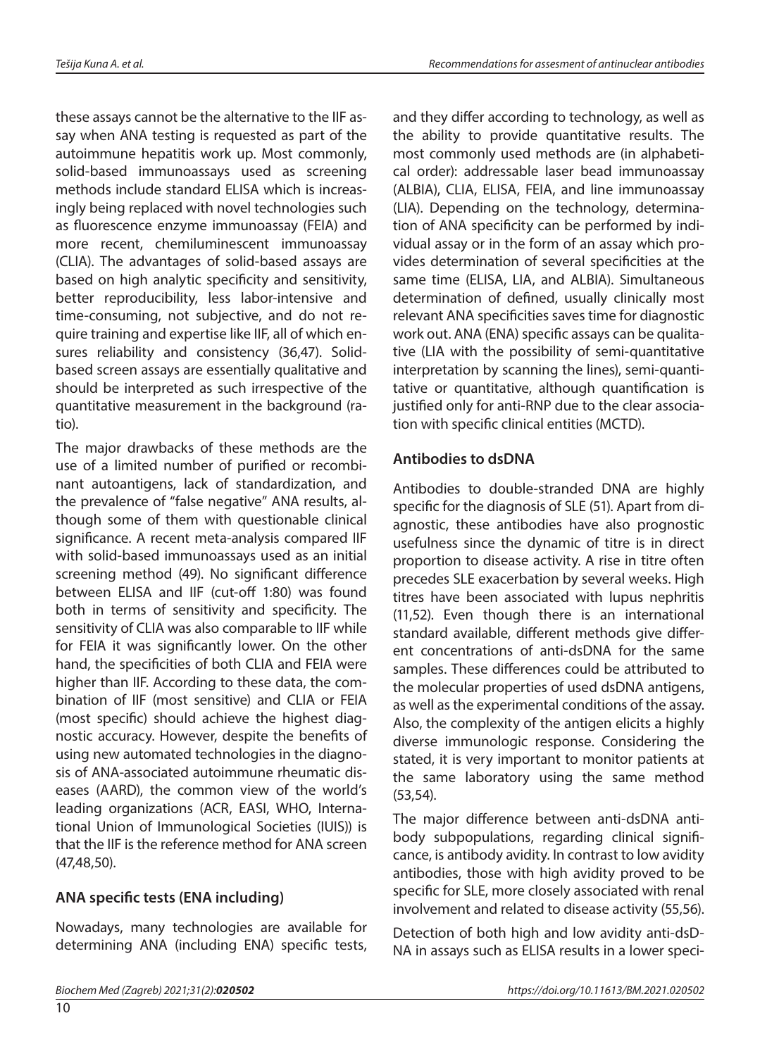these assays cannot be the alternative to the IIF assay when ANA testing is requested as part of the autoimmune hepatitis work up. Most commonly, solid-based immunoassays used as screening methods include standard ELISA which is increasingly being replaced with novel technologies such as fluorescence enzyme immunoassay (FEIA) and more recent, chemiluminescent immunoassay (CLIA). The advantages of solid-based assays are based on high analytic specificity and sensitivity, better reproducibility, less labor-intensive and time-consuming, not subjective, and do not require training and expertise like IIF, all of which ensures reliability and consistency (36,47). Solid-based screen assays are essentially qualitative and should be interpreted as such irrespective of the quantitative measurement in the background (ratio).

The major drawbacks of these methods are the use of a limited number of purified or recombinant autoantigens, lack of standardization, and the prevalence of "false negative" ANA results, although some of them with questionable clinical significance. A recent meta-analysis compared IIF with solid-based immunoassays used as an initial screening method (49). No significant difference between ELISA and IIF (cut-off 1:80) was found both in terms of sensitivity and specificity. The sensitivity of CLIA was also comparable to IIF while for FEIA it was significantly lower. On the other hand, the specificities of both CLIA and FEIA were higher than IIF. According to these data, the combination of IIF (most sensitive) and CLIA or FEIA (most specific) should achieve the highest diagnostic accuracy. However, despite the benefits of using new automated technologies in the diagnosis of ANA-associated autoimmune rheumatic diseases (AARD), the common view of the world's leading organizations (ACR, EASI, WHO, International Union of Immunological Societies (IUIS)) is that the IIF is the reference method for ANA screen (47,48,50).

## ANA specific tests (ENA including)

Nowadays, many technologies are available for determining ANA (including ENA) specific tests, and they differ according to technology, as well as the ability to provide quantitative results. The most commonly used methods are (in alphabetical order): addressable laser bead immunoassay (ALBIA), CLIA, ELISA, FEIA, and line immunoassay (LIA). Depending on the technology, determination of ANA specificity can be performed by individual assay or in the form of an assay which provides determination of several specificities at the same time (ELISA, LIA, and ALBIA). Simultaneous determination of defined, usually clinically most relevant ANA specificities saves time for diagnostic work out. ANA (ENA) specific assays can be qualitative (LIA with the possibility of semi-quantitative interpretation by scanning the lines), semi-quantitative or quantitative, although quantification is justified only for anti-RNP due to the clear association with specific clinical entities (MCTD).

## Antibodies to dsDNA

Antibodies to double-stranded DNA are highly specific for the diagnosis of SLE (51). Apart from diagnostic, these antibodies have also prognostic usefulness since the dynamic of titre is in direct proportion to disease activity. A rise in titre often precedes SLE exacerbation by several weeks. High titres have been associated with lupus nephritis (11,52). Even though there is an international standard available, different methods give different concentrations of anti-dsDNA for the same samples. These differences could be attributed to the molecular properties of used dsDNA antigens, as well as the experimental conditions of the assay. Also, the complexity of the antigen elicits a highly diverse immunologic response. Considering the stated, it is very important to monitor patients at the same laboratory using the same method (53,54).

The major difference between anti-dsDNA antibody subpopulations, regarding clinical significance, is antibody avidity. In contrast to low avidity antibodies, those with high avidity proved to be specific for SLE, more closely associated with renal involvement and related to disease activity (55,56).

Detection of both high and low avidity anti-dsDNA in assays such as ELISA results in a lower speci-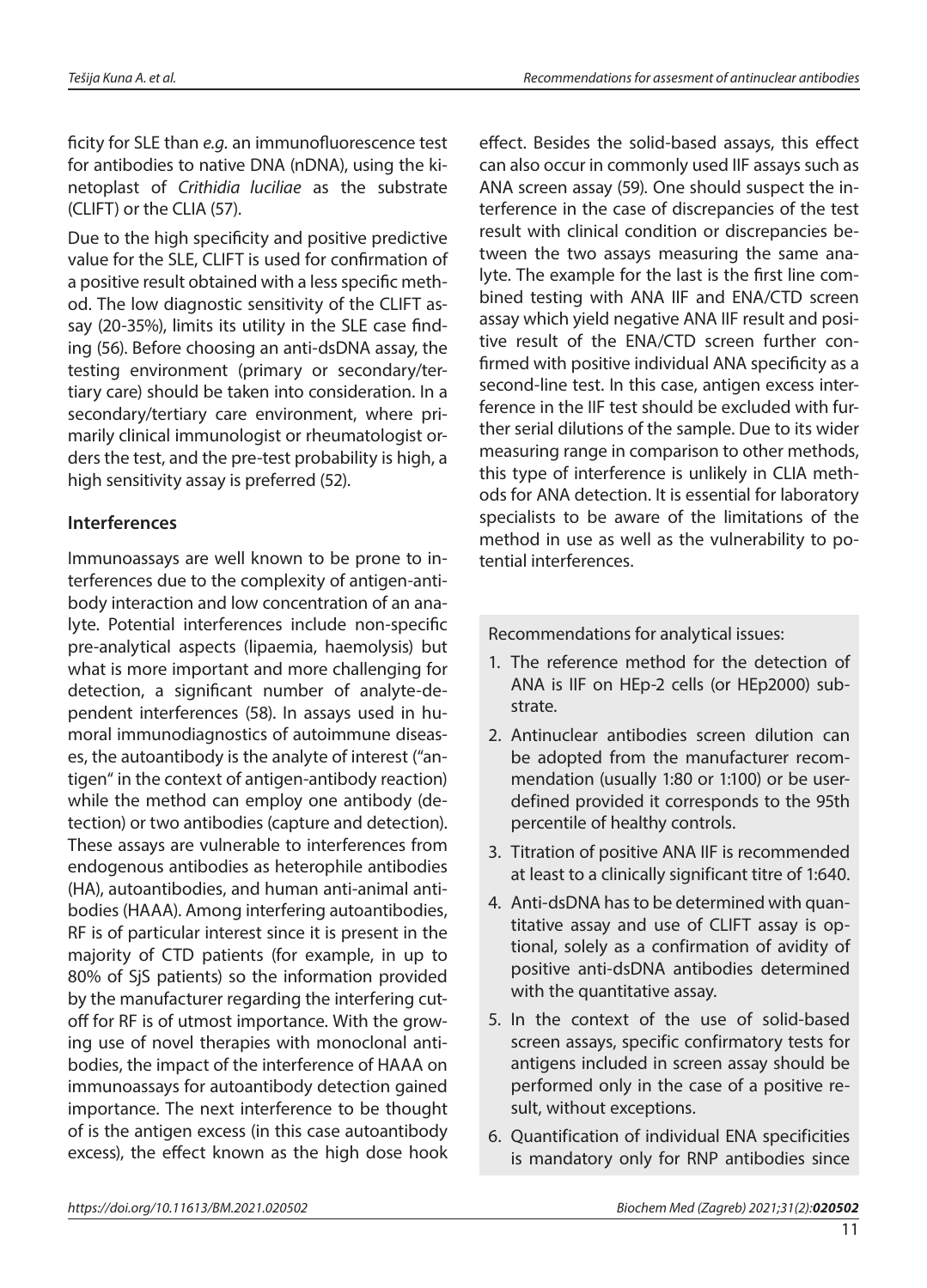ficity for SLE than *e.g*. an immunofluorescence test for antibodies to native DNA (nDNA), using the kinetoplast of *Crithidia luciliae* as the substrate (CLIFT) or the CLIA (57).

Due to the high specificity and positive predictive value for the SLE, CLIFT is used for confirmation of a positive result obtained with a less specific method. The low diagnostic sensitivity of the CLIFT assay (20-35%), limits its utility in the SLE case finding (56). Before choosing an anti-dsDNA assay, the testing environment (primary or secondary/tertiary care) should be taken into consideration. In a secondary/tertiary care environment, where primarily clinical immunologist or rheumatologist orders the test, and the pre-test probability is high, a high sensitivity assay is preferred (52).

## Interferences

Immunoassays are well known to be prone to interferences due to the complexity of antigen-antibody interaction and low concentration of an analyte. Potential interferences include non-specific pre-analytical aspects (lipaemia, haemolysis) but what is more important and more challenging for detection, a significant number of analyte-dependent interferences (58). In assays used in humoral immunodiagnostics of autoimmune diseases, the autoantibody is the analyte of interest ("antigen" in the context of antigen-antibody reaction) while the method can employ one antibody (detection) or two antibodies (capture and detection). These assays are vulnerable to interferences from endogenous antibodies as heterophile antibodies (HA), autoantibodies, and human anti-animal antibodies (HAAA). Among interfering autoantibodies, RF is of particular interest since it is present in the majority of CTD patients (for example, in up to 80% of SjS patients) so the information provided by the manufacturer regarding the interfering cut-off for RF is of utmost importance. With the growing use of novel therapies with monoclonal antibodies, the impact of the interference of HAAA on immunoassays for autoantibody detection gained importance. The next interference to be thought of is the antigen excess (in this case autoantibody excess), the effect known as the high dose hook effect. Besides the solid-based assays, this effect can also occur in commonly used IIF assays such as ANA screen assay (59). One should suspect the interference in the case of discrepancies of the test result with clinical condition or discrepancies between the two assays measuring the same analyte. The example for the last is the first line combined testing with ANA IIF and ENA/CTD screen assay which yield negative ANA IIF result and positive result of the ENA/CTD screen further confirmed with positive individual ANA specificity as a second-line test. In this case, antigen excess interference in the IIF test should be excluded with further serial dilutions of the sample. Due to its wider measuring range in comparison to other methods, this type of interference is unlikely in CLIA methods for ANA detection. It is essential for laboratory specialists to be aware of the limitations of the method in use as well as the vulnerability to potential interferences.

Recommendations for analytical issues:

1. The reference method for the detection of ANA is IIF on HEp-2 cells (or HEp2000) substrate.
2. Antinuclear antibodies screen dilution can be adopted from the manufacturer recommendation (usually 1:80 or 1:100) or be user-defined provided it corresponds to the 95th percentile of healthy controls.
3. Titration of positive ANA IIF is recommended at least to a clinically significant titre of 1:640.
4. Anti-dsDNA has to be determined with quantitative assay and use of CLIFT assay is optional, solely as a confirmation of avidity of positive anti-dsDNA antibodies determined with the quantitative assay.
5. In the context of the use of solid-based screen assays, specific confirmatory tests for antigens included in screen assay should be performed only in the case of a positive result, without exceptions.
6. Quantification of individual ENA specificities is mandatory only for RNP antibodies since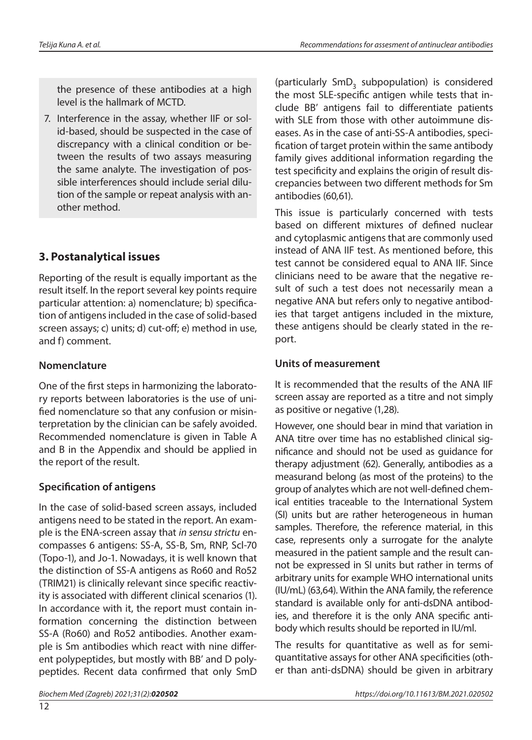the presence of these antibodies at a high level is the hallmark of MCTD.

7. Interference in the assay, whether IIF or solid-based, should be suspected in the case of discrepancy with a clinical condition or between the results of two assays measuring the same analyte. The investigation of possible interferences should include serial dilution of the sample or repeat analysis with another method.

## 3. Postanalytical issues

Reporting of the result is equally important as the result itself. In the report several key points require particular attention: a) nomenclature; b) specification of antigens included in the case of solid-based screen assays; c) units; d) cut-off; e) method in use, and f) comment.

### Nomenclature

One of the first steps in harmonizing the laboratory reports between laboratories is the use of unified nomenclature so that any confusion or misinterpretation by the clinician can be safely avoided. Recommended nomenclature is given in Table A and B in the Appendix and should be applied in the report of the result.

### Specification of antigens

In the case of solid-based screen assays, included antigens need to be stated in the report. An example is the ENA-screen assay that *in sensu strictu* encompasses 6 antigens: SS-A, SS-B, Sm, RNP, Scl-70 (Topo-1), and Jo-1. Nowadays, it is well known that the distinction of SS-A antigens as Ro60 and Ro52 (TRIM21) is clinically relevant since specific reactivity is associated with different clinical scenarios (1). In accordance with it, the report must contain information concerning the distinction between SS-A (Ro60) and Ro52 antibodies. Another example is Sm antibodies which react with nine different polypeptides, but mostly with BB' and D polypeptides. Recent data confirmed that only SmD (particularly $SmD_3$ subpopulation) is considered the most SLE-specific antigen while tests that include BB' antigens fail to differentiate patients with SLE from those with other autoimmune diseases. As in the case of anti-SS-A antibodies, specification of target protein within the same antibody family gives additional information regarding the test specificity and explains the origin of result discrepancies between two different methods for Sm antibodies (60,61).

This issue is particularly concerned with tests based on different mixtures of defined nuclear and cytoplasmic antigens that are commonly used instead of ANA IIF test. As mentioned before, this test cannot be considered equal to ANA IIF. Since clinicians need to be aware that the negative result of such a test does not necessarily mean a negative ANA but refers only to negative antibodies that target antigens included in the mixture, these antigens should be clearly stated in the report.

### Units of measurement

It is recommended that the results of the ANA IIF screen assay are reported as a titre and not simply as positive or negative (1,28).

However, one should bear in mind that variation in ANA titre over time has no established clinical significance and should not be used as guidance for therapy adjustment (62). Generally, antibodies as a measurand belong (as most of the proteins) to the group of analytes which are not well-defined chemical entities traceable to the International System (SI) units but are rather heterogeneous in human samples. Therefore, the reference material, in this case, represents only a surrogate for the analyte measured in the patient sample and the result cannot be expressed in SI units but rather in terms of arbitrary units for example WHO international units (IU/mL) (63,64). Within the ANA family, the reference standard is available only for anti-dsDNA antibodies, and therefore it is the only ANA specific antibody which results should be reported in IU/ml.

The results for quantitative as well as for semiquantitative assays for other ANA specificities (other than anti-dsDNA) should be given in arbitrary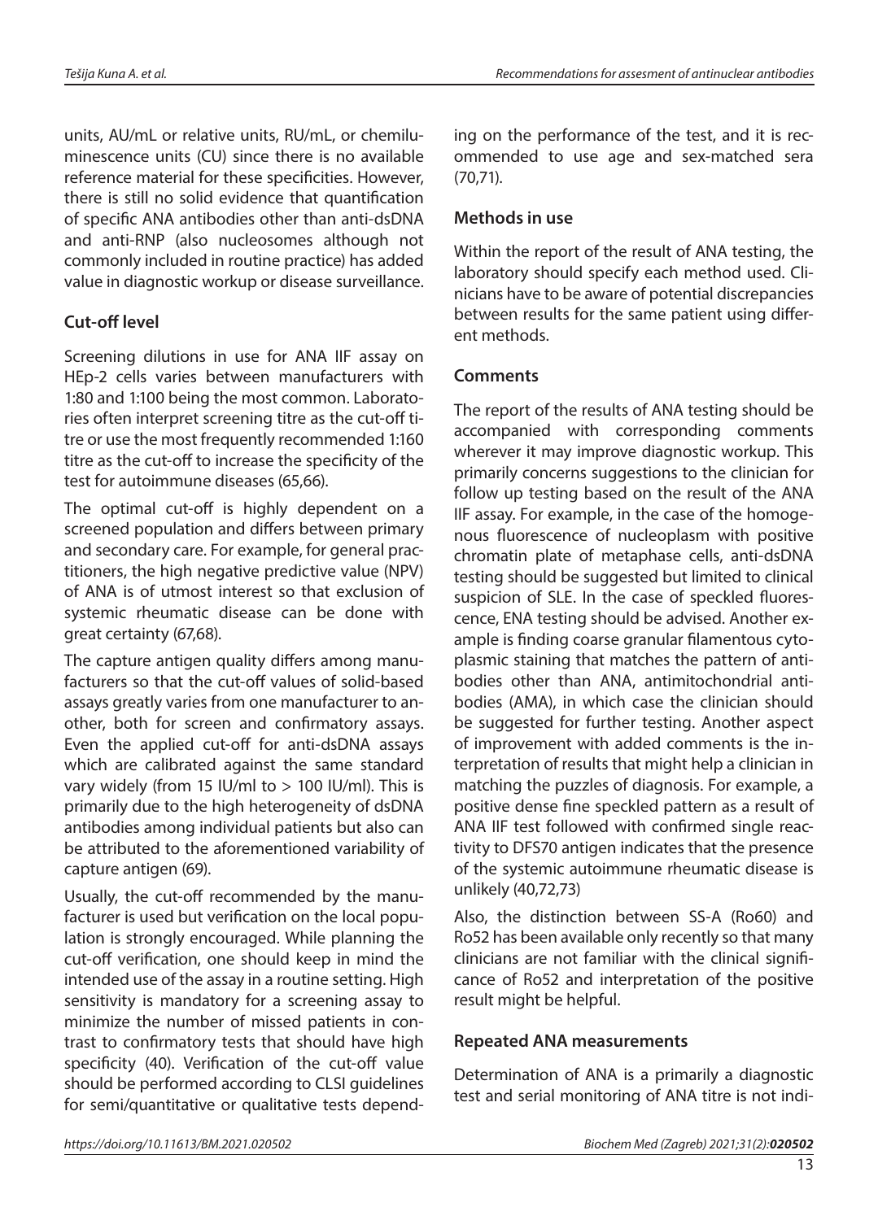units, AU/mL or relative units, RU/mL, or chemiluminescence units (CU) since there is no available reference material for these specificities. However, there is still no solid evidence that quantification of specific ANA antibodies other than anti-dsDNA and anti-RNP (also nucleosomes although not commonly included in routine practice) has added value in diagnostic workup or disease surveillance.

### Cut-off level

Screening dilutions in use for ANA IIF assay on HEp-2 cells varies between manufacturers with 1:80 and 1:100 being the most common. Laboratories often interpret screening titre as the cut-off titre or use the most frequently recommended 1:160 titre as the cut-off to increase the specificity of the test for autoimmune diseases (65,66).

The optimal cut-off is highly dependent on a screened population and differs between primary and secondary care. For example, for general practitioners, the high negative predictive value (NPV) of ANA is of utmost interest so that exclusion of systemic rheumatic disease can be done with great certainty (67,68).

The capture antigen quality differs among manufacturers so that the cut-off values of solid-based assays greatly varies from one manufacturer to another, both for screen and confirmatory assays. Even the applied cut-off for anti-dsDNA assays which are calibrated against the same standard vary widely (from 15 IU/ml to > 100 IU/ml). This is primarily due to the high heterogeneity of dsDNA antibodies among individual patients but also can be attributed to the aforementioned variability of capture antigen (69).

Usually, the cut-off recommended by the manufacturer is used but verification on the local population is strongly encouraged. While planning the cut-off verification, one should keep in mind the intended use of the assay in a routine setting. High sensitivity is mandatory for a screening assay to minimize the number of missed patients in contrast to confirmatory tests that should have high specificity (40). Verification of the cut-off value should be performed according to CLSI guidelines for semi/quantitative or qualitative tests depending on the performance of the test, and it is recommended to use age and sex-matched sera (70,71).

### Methods in use

Within the report of the result of ANA testing, the laboratory should specify each method used. Clinicians have to be aware of potential discrepancies between results for the same patient using different methods.

### Comments

The report of the results of ANA testing should be accompanied with corresponding comments wherever it may improve diagnostic workup. This primarily concerns suggestions to the clinician for follow up testing based on the result of the ANA IIF assay. For example, in the case of the homogenous fluorescence of nucleoplasm with positive chromatin plate of metaphase cells, anti-dsDNA testing should be suggested but limited to clinical suspicion of SLE. In the case of speckled fluorescence, ENA testing should be advised. Another example is finding coarse granular filamentous cytoplasmic staining that matches the pattern of antibodies other than ANA, antimitochondrial antibodies (AMA), in which case the clinician should be suggested for further testing. Another aspect of improvement with added comments is the interpretation of results that might help a clinician in matching the puzzles of diagnosis. For example, a positive dense fine speckled pattern as a result of ANA IIF test followed with confirmed single reactivity to DFS70 antigen indicates that the presence of the systemic autoimmune rheumatic disease is unlikely (40,72,73)

Also, the distinction between SS-A (Ro60) and Ro52 has been available only recently so that many clinicians are not familiar with the clinical significance of Ro52 and interpretation of the positive result might be helpful.

### Repeated ANA measurements

Determination of ANA is a primarily a diagnostic test and serial monitoring of ANA titre is not indi-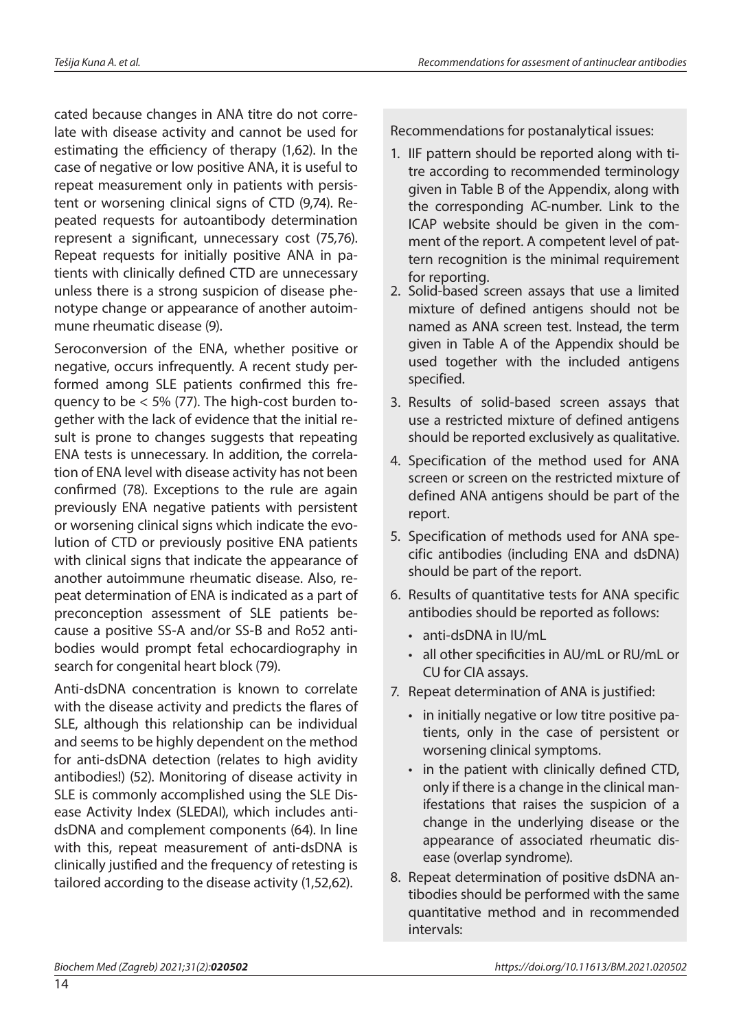cated because changes in ANA titre do not correlate with disease activity and cannot be used for estimating the efficiency of therapy (1,62). In the case of negative or low positive ANA, it is useful to repeat measurement only in patients with persistent or worsening clinical signs of CTD (9,74). Repeated requests for autoantibody determination represent a significant, unnecessary cost (75,76). Repeat requests for initially positive ANA in patients with clinically defined CTD are unnecessary unless there is a strong suspicion of disease phenotype change or appearance of another autoimmune rheumatic disease (9).

Seroconversion of the ENA, whether positive or negative, occurs infrequently. A recent study performed among SLE patients confirmed this frequency to be < 5% (77). The high-cost burden together with the lack of evidence that the initial result is prone to changes suggests that repeating ENA tests is unnecessary. In addition, the correlation of ENA level with disease activity has not been confirmed (78). Exceptions to the rule are again previously ENA negative patients with persistent or worsening clinical signs which indicate the evolution of CTD or previously positive ENA patients with clinical signs that indicate the appearance of another autoimmune rheumatic disease. Also, repeat determination of ENA is indicated as a part of preconception assessment of SLE patients because a positive SS-A and/or SS-B and Ro52 antibodies would prompt fetal echocardiography in search for congenital heart block (79).

Anti-dsDNA concentration is known to correlate with the disease activity and predicts the flares of SLE, although this relationship can be individual and seems to be highly dependent on the method for anti-dsDNA detection (relates to high avidity antibodies!) (52). Monitoring of disease activity in SLE is commonly accomplished using the SLE Disease Activity Index (SLEDAI), which includes anti-dsDNA and complement components (64). In line with this, repeat measurement of anti-dsDNA is clinically justified and the frequency of retesting is tailored according to the disease activity (1,52,62).

Recommendations for postanalytical issues:

1. IIF pattern should be reported along with titre according to recommended terminology given in Table B of the Appendix, along with the corresponding AC-number. Link to the ICAP website should be given in the comment of the report. A competent level of pattern recognition is the minimal requirement for reporting.
2. Solid-based screen assays that use a limited mixture of defined antigens should not be named as ANA screen test. Instead, the term given in Table A of the Appendix should be used together with the included antigens specified.
3. Results of solid-based screen assays that use a restricted mixture of defined antigens should be reported exclusively as qualitative.
4. Specification of the method used for ANA screen or screen on the restricted mixture of defined ANA antigens should be part of the report.
5. Specification of methods used for ANA specific antibodies (including ENA and dsDNA) should be part of the report.
6. Results of quantitative tests for ANA specific antibodies should be reported as follows:
   - anti-dsDNA in IU/mL
   - all other specificities in AU/mL or RU/mL or CU for CIA assays.
7. Repeat determination of ANA is justified:
   - in initially negative or low titre positive patients, only in the case of persistent or worsening clinical symptoms.
   - in the patient with clinically defined CTD, only if there is a change in the clinical manifestations that raises the suspicion of a change in the underlying disease or the appearance of associated rheumatic disease (overlap syndrome).
8. Repeat determination of positive dsDNA antibodies should be performed with the same quantitative method and in recommended intervals: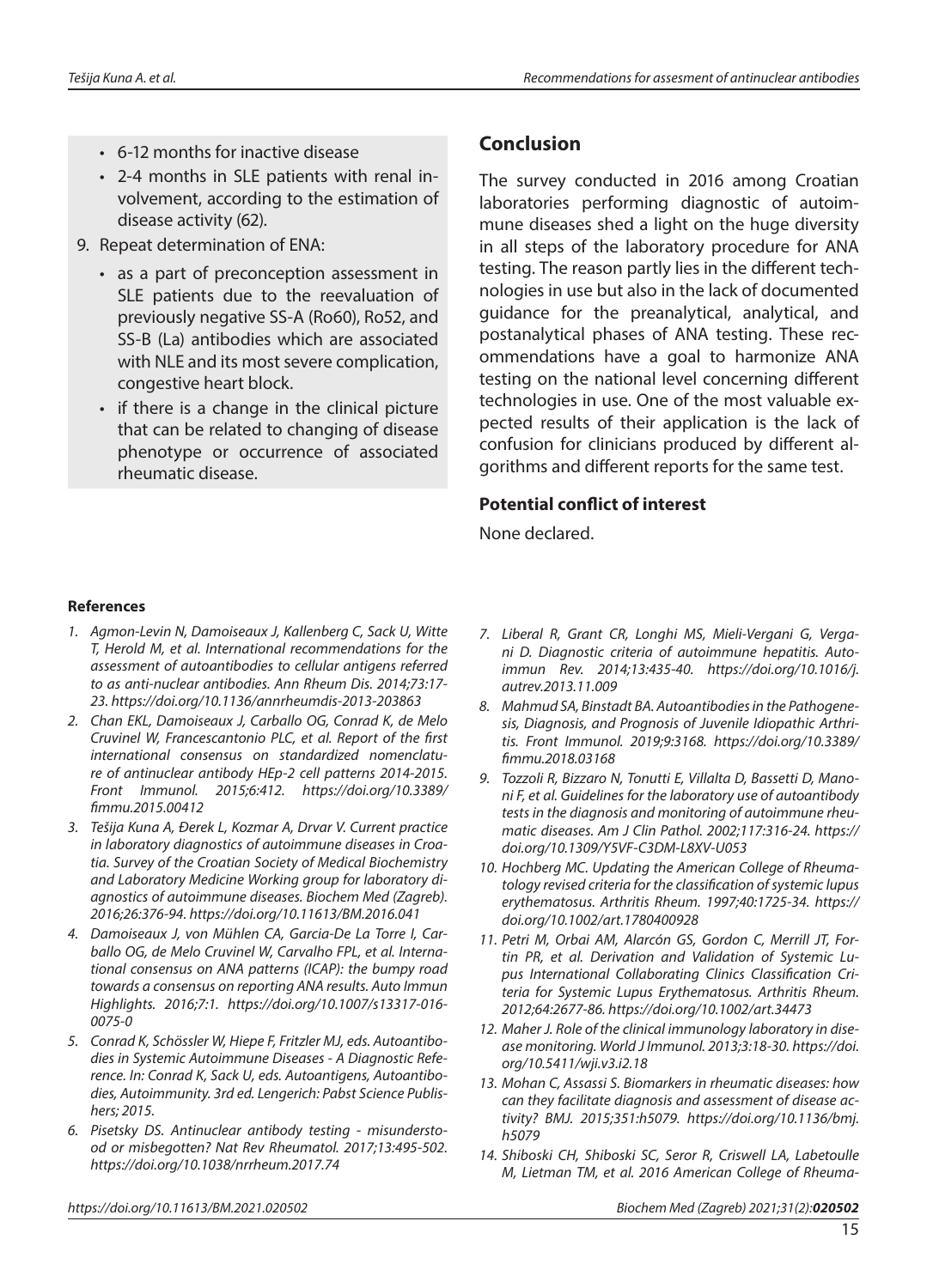- 6-12 months for inactive disease
- 2-4 months in SLE patients with renal involvement, according to the estimation of disease activity (62).

9. Repeat determination of ENA:
   - as a part of preconception assessment in SLE patients due to the reevaluation of previously negative SS-A (Ro60), Ro52, and SS-B (La) antibodies which are associated with NLE and its most severe complication, congestive heart block.
   - if there is a change in the clinical picture that can be related to changing of disease phenotype or occurrence of associated rheumatic disease.

## Conclusion

The survey conducted in 2016 among Croatian laboratories performing diagnostic of autoimmune diseases shed a light on the huge diversity in all steps of the laboratory procedure for ANA testing. The reason partly lies in the different technologies in use but also in the lack of documented guidance for the preanalytical, analytical, and postanalytical phases of ANA testing. These recommendations have a goal to harmonize ANA testing on the national level concerning different technologies in use. One of the most valuable expected results of their application is the lack of confusion for clinicians produced by different algorithms and different reports for the same test.

### Potential conflict of interest

None declared.

#### References

1. *Agmon-Levin N, Damoiseaux J, Kallenberg C, Sack U, Witte T, Herold M, et al. International recommendations for the assessment of autoantibodies to cellular antigens referred to as anti-nuclear antibodies. Ann Rheum Dis. 2014;73:17-23. https://doi.org/10.1136/annrheumdis-2013-203863*
2. *Chan EKL, Damoiseaux J, Carballo OG, Conrad K, de Melo Cruvinel W, Francescantonio PLC, et al. Report of the first international consensus on standardized nomenclature of antinuclear antibody HEp-2 cell patterns 2014-2015. Front Immunol. 2015;6:412. https://doi.org/10.3389/fimmu.2015.00412*
3. *Tešija Kuna A, Đerek L, Kozmar A, Drvar V. Current practice in laboratory diagnostics of autoimmune diseases in Croatia. Survey of the Croatian Society of Medical Biochemistry and Laboratory Medicine Working group for laboratory diagnostics of autoimmune diseases. Biochem Med (Zagreb). 2016;26:376-94. https://doi.org/10.11613/BM.2016.041*
4. *Damoiseaux J, von Mühlen CA, Garcia-De La Torre I, Carballo OG, de Melo Cruvinel W, Carvalho FPL, et al. International consensus on ANA patterns (ICAP): the bumpy road towards a consensus on reporting ANA results. Auto Immun Highlights. 2016;7:1. https://doi.org/10.1007/s13317-016-0075-0*
5. *Conrad K, Schössler W, Hiepe F, Fritzler MJ, eds. Autoantibodies in Systemic Autoimmune Diseases - A Diagnostic Reference. In: Conrad K, Sack U, eds. Autoantigens, Autoantibodies, Autoimmunity. 3rd ed. Lengerich: Pabst Science Publishers; 2015.*
6. *Pisetsky DS. Antinuclear antibody testing - misunderstood or misbegotten? Nat Rev Rheumatol. 2017;13:495-502. https://doi.org/10.1038/nrrheum.2017.74*
7. *Liberal R, Grant CR, Longhi MS, Mieli-Vergani G, Vergani D. Diagnostic criteria of autoimmune hepatitis. Autoimmun Rev. 2014;13:435-40. https://doi.org/10.1016/j.autrev.2013.11.009*
8. *Mahmud SA, Binstadt BA. Autoantibodies in the Pathogenesis, Diagnosis, and Prognosis of Juvenile Idiopathic Arthritis. Front Immunol. 2019;9:3168. https://doi.org/10.3389/fimmu.2018.03168*
9. *Tozzoli R, Bizzaro N, Tonutti E, Villalta D, Bassetti D, Manoni F, et al. Guidelines for the laboratory use of autoantibody tests in the diagnosis and monitoring of autoimmune rheumatic diseases. Am J Clin Pathol. 2002;117:316-24. https://doi.org/10.1309/Y5VF-C3DM-L8XV-U053*
10. *Hochberg MC. Updating the American College of Rheumatology revised criteria for the classification of systemic lupus erythematosus. Arthritis Rheum. 1997;40:1725-34. https://doi.org/10.1002/art.1780400928*
11. *Petri M, Orbai AM, Alarcón GS, Gordon C, Merrill JT, Fortin PR, et al. Derivation and Validation of Systemic Lupus International Collaborating Clinics Classification Criteria for Systemic Lupus Erythematosus. Arthritis Rheum. 2012;64:2677-86. https://doi.org/10.1002/art.34473*
12. *Maher J. Role of the clinical immunology laboratory in disease monitoring. World J Immunol. 2013;3:18-30. https://doi.org/10.5411/wji.v3.i2.18*
13. *Mohan C, Assassi S. Biomarkers in rheumatic diseases: how can they facilitate diagnosis and assessment of disease activity? BMJ. 2015;351:h5079. https://doi.org/10.1136/bmj.h5079*
14. *Shiboski CH, Shiboski SC, Seror R, Criswell LA, Labetoulle M, Lietman TM, et al. 2016 American College of Rheuma-*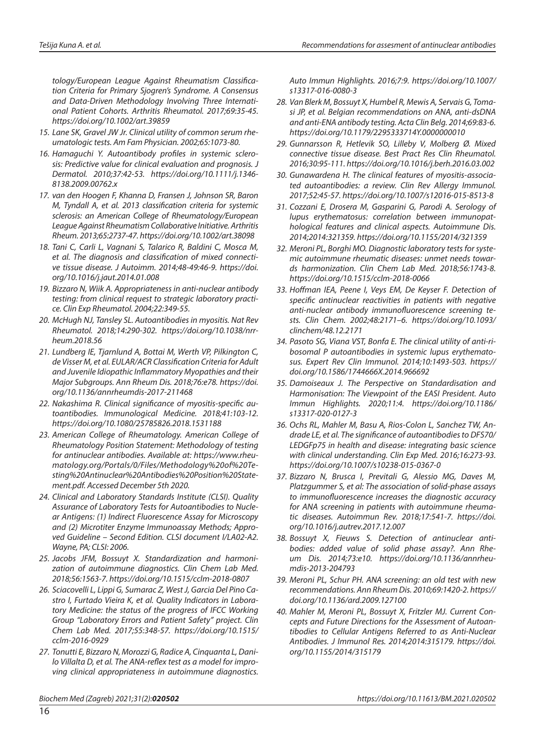*tology/European League Against Rheumatism Classification Criteria for Primary Sjogren's Syndrome. A Consensus and Data-Driven Methodology Involving Three International Patient Cohorts. Arthritis Rheumatol. 2017;69:35-45. https://doi.org/10.1002/art.39859*

15. *Lane SK, Gravel JW Jr. Clinical utility of common serum rheumatologic tests. Am Fam Physician. 2002;65:1073-80.*
16. *Hamaguchi Y. Autoantibody profiles in systemic sclerosis: Predictive value for clinical evaluation and prognosis. J Dermatol. 2010;37:42-53. https://doi.org/10.1111/j.1346-8138.2009.00762.x*
17. *van den Hoogen F, Khanna D, Fransen J, Johnson SR, Baron M, Tyndall A, et al. 2013 classification criteria for systemic sclerosis: an American College of Rheumatology/European League Against Rheumatism Collaborative Initiative. Arthritis Rheum. 2013;65:2737-47. https://doi.org/10.1002/art.38098*
18. *Tani C, Carli L, Vagnani S, Talarico R, Baldini C, Mosca M, et al. The diagnosis and classification of mixed connective tissue disease. J Autoimm. 2014;48-49:46-9. https://doi.org/10.1016/j.jaut.2014.01.008*
19. *Bizzaro N, Wiik A. Appropriateness in anti-nuclear antibody testing: from clinical request to strategic laboratory practice. Clin Exp Rheumatol. 2004;22:349-55.*
20. *McHugh NJ, Tansley SL. Autoantibodies in myositis. Nat Rev Rheumatol. 2018;14:290-302. https://doi.org/10.1038/nrrheum.2018.56*
21. *Lundberg IE, Tjarnlund A, Bottai M, Werth VP, Pilkington C, de Visser M, et al. EULAR/ACR Classification Criteria for Adult and Juvenile Idiopathic Inflammatory Myopathies and their Major Subgroups. Ann Rheum Dis. 2018;76:e78. https://doi.org/10.1136/annrheumdis-2017-211468*
22. *Nakashima R. Clinical significance of myositis-specific autoantibodies. Immunological Medicine. 2018;41:103-12. https://doi.org/10.1080/25785826.2018.1531188*
23. *American College of Rheumatology. American College of Rheumatology Position Statement: Methodology of testing for antinuclear antibodies. Available at: https://www.rheumatology.org/Portals/0/Files/Methodology%20of%20Testing%20Antinuclear%20Antibodies%20Position%20Statement.pdf. Accessed December 5th 2020.*
24. *Clinical and Laboratory Standards Institute (CLSI). Quality Assurance of Laboratory Tests for Autoantibodies to Nuclear Antigens: (1) Indirect Fluorescence Assay for Microscopy and (2) Microtiter Enzyme Immunoassay Methods; Approved Guideline – Second Edition. CLSI document I/LA02-A2. Wayne, PA; CLSI: 2006.*
25. *Jacobs JFM, Bossuyt X. Standardization and harmonization of autoimmune diagnostics. Clin Chem Lab Med. 2018;56:1563-7. https://doi.org/10.1515/cclm-2018-0807*
26. *Sciacovelli L, Lippi G, Sumarac Z, West J, Garcia Del Pino Castro I, Furtado Vieira K, et al. Quality Indicators in Laboratory Medicine: the status of the progress of IFCC Working Group "Laboratory Errors and Patient Safety" project. Clin Chem Lab Med. 2017;55:348-57. https://doi.org/10.1515/cclm-2016-0929*
27. *Tonutti E, Bizzaro N, Morozzi G, Radice A, Cinquanta L, Danilo Villalta D, et al. The ANA-reflex test as a model for improving clinical appropriateness in autoimmune diagnostics. Auto Immun Highlights. 2016;7:9. https://doi.org/10.1007/s13317-016-0080-3*
28. *Van Blerk M, Bossuyt X, Humbel R, Mewis A, Servais G, Tomasi JP, et al. Belgian recommendations on ANA, anti-dsDNA and anti-ENA antibody testing. Acta Clin Belg. 2014;69:83-6. https://doi.org/10.1179/2295333714Y.0000000010*
29. *Gunnarsson R, Hetlevik SO, Lilleby V, Molberg Ø. Mixed connective tissue disease. Best Pract Res Clin Rheumatol. 2016;30:95-111. https://doi.org/10.1016/j.berh.2016.03.002*
30. *Gunawardena H. The clinical features of myositis-associated autoantibodies: a review. Clin Rev Allergy Immunol. 2017;52:45-57. https://doi.org/10.1007/s12016-015-8513-8*
31. *Cozzani E, Drosera M, Gasparini G, Parodi A. Serology of lupus erythematosus: correlation between immunopathological features and clinical aspects. Autoimmune Dis. 2014;2014:321359. https://doi.org/10.1155/2014/321359*
32. *Meroni PL, Borghi MO. Diagnostic laboratory tests for systemic autoimmune rheumatic diseases: unmet needs towards harmonization. Clin Chem Lab Med. 2018;56:1743-8. https://doi.org/10.1515/cclm-2018-0066*
33. *Hoffman IEA, Peene I, Veys EM, De Keyser F. Detection of specific antinuclear reactivities in patients with negative anti-nuclear antibody immunofluorescence screening tests. Clin Chem. 2002;48:2171–6. https://doi.org/10.1093/clinchem/48.12.2171*
34. *Pasoto SG, Viana VST, Bonfa E. The clinical utility of anti-ribosomal P autoantibodies in systemic lupus erythematosus. Expert Rev Clin Immunol. 2014;10:1493-503. https://doi.org/10.1586/1744666X.2014.966692*
35. *Damoiseaux J. The Perspective on Standardisation and Harmonisation: The Viewpoint of the EASI President. Auto Immun Highlights. 2020;11:4. https://doi.org/10.1186/s13317-020-0127-3*
36. *Ochs RL, Mahler M, Basu A, Rios-Colon L, Sanchez TW, Andrade LE, et al. The significance of autoantibodies to DFS70/LEDGFp75 in health and disease: integrating basic science with clinical understanding. Clin Exp Med. 2016;16:273-93. https://doi.org/10.1007/s10238-015-0367-0*
37. *Bizzaro N, Brusca I, Previtali G, Alessio MG, Daves M, Platzgummer S, et al: The association of solid-phase assays to immunofluorescence increases the diagnostic accuracy for ANA screening in patients with autoimmune rheumatic diseases. Autoimmun Rev. 2018;17:541-7. https://doi.org/10.1016/j.autrev.2017.12.007*
38. *Bossuyt X, Fieuws S. Detection of antinuclear antibodies: added value of solid phase assay?. Ann Rheum Dis. 2014;73:e10. https://doi.org/10.1136/annrheumdis-2013-204793*
39. *Meroni PL, Schur PH. ANA screening: an old test with new recommendations. Ann Rheum Dis. 2010;69:1420-2. https://doi.org/10.1136/ard.2009.127100*
40. *Mahler M, Meroni PL, Bossuyt X, Fritzler MJ. Current Concepts and Future Directions for the Assessment of Autoantibodies to Cellular Antigens Referred to as Anti-Nuclear Antibodies. J Immunol Res. 2014;2014:315179. https://doi.org/10.1155/2014/315179*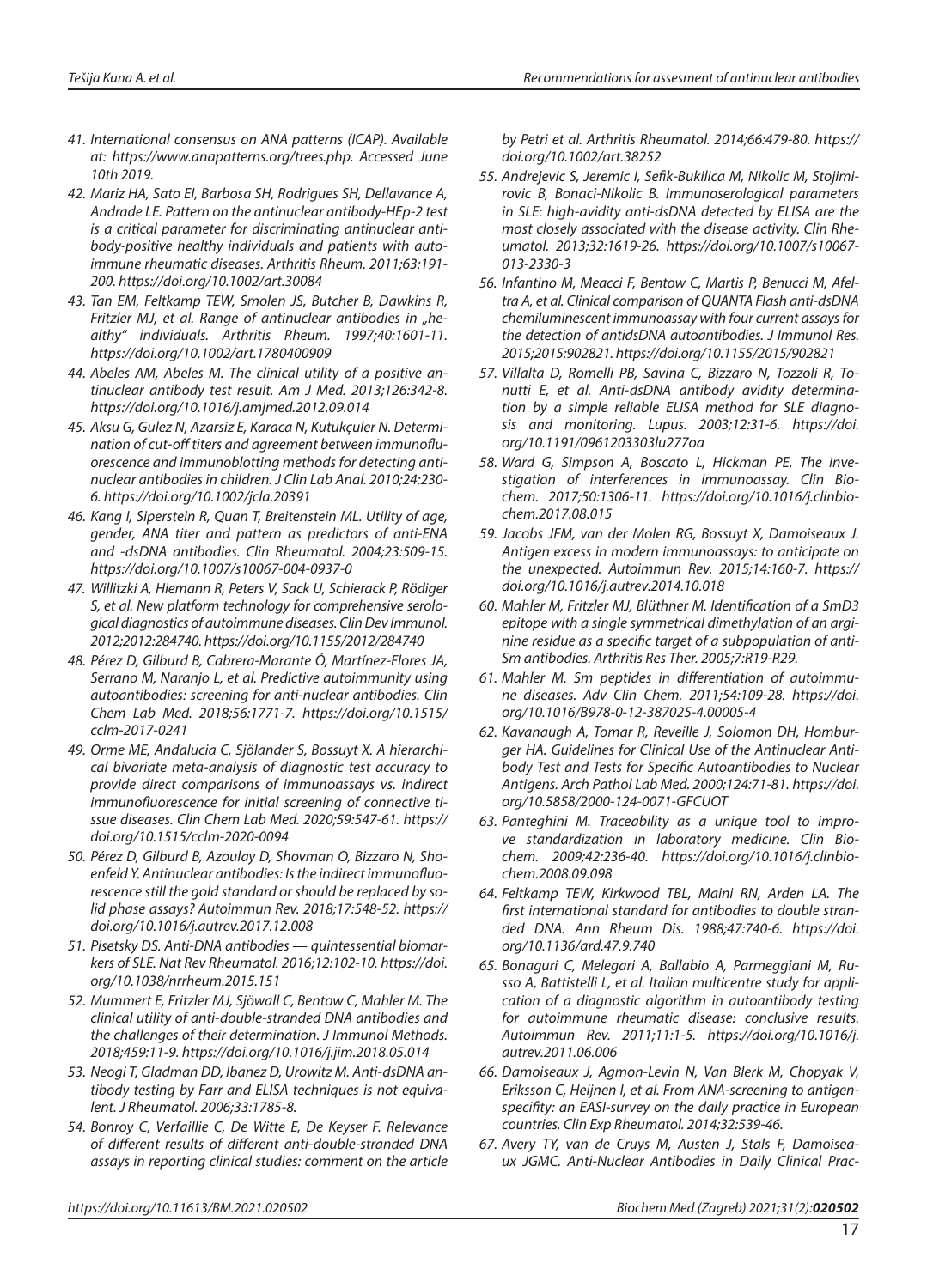41. International consensus on ANA patterns (ICAP). Available at: https://www.anapatterns.org/trees.php. Accessed June 10th 2019.
42. Mariz HA, Sato EI, Barbosa SH, Rodrigues SH, Dellavance A, Andrade LE. Pattern on the antinuclear antibody-HEp-2 test is a critical parameter for discriminating antinuclear antibody-positive healthy individuals and patients with autoimmune rheumatic diseases. Arthritis Rheum. 2011;63:191-200. https://doi.org/10.1002/art.30084
43. Tan EM, Feltkamp TEW, Smolen JS, Butcher B, Dawkins R, Fritzler MJ, et al. Range of antinuclear antibodies in „healthy" individuals. Arthritis Rheum. 1997;40:1601-11. https://doi.org/10.1002/art.1780400909
44. Abeles AM, Abeles M. The clinical utility of a positive antinuclear antibody test result. Am J Med. 2013;126:342-8. https://doi.org/10.1016/j.amjmed.2012.09.014
45. Aksu G, Gulez N, Azarsiz E, Karaca N, Kutukçuler N. Determination of cut-off titers and agreement between immunofluorescence and immunoblotting methods for detecting antinuclear antibodies in children. J Clin Lab Anal. 2010;24:230-6. https://doi.org/10.1002/jcla.20391
46. Kang I, Siperstein R, Quan T, Breitenstein ML. Utility of age, gender, ANA titer and pattern as predictors of anti-ENA and -dsDNA antibodies. Clin Rheumatol. 2004;23:509-15. https://doi.org/10.1007/s10067-004-0937-0
47. Willitzki A, Hiemann R, Peters V, Sack U, Schierack P, Rödiger S, et al. New platform technology for comprehensive serological diagnostics of autoimmune diseases. Clin Dev Immunol. 2012;2012:284740. https://doi.org/10.1155/2012/284740
48. Pérez D, Gilburd B, Cabrera-Marante Ó, Martínez-Flores JA, Serrano M, Naranjo L, et al. Predictive autoimmunity using autoantibodies: screening for anti-nuclear antibodies. Clin Chem Lab Med. 2018;56:1771-7. https://doi.org/10.1515/cclm-2017-0241
49. Orme ME, Andalucia C, Sjölander S, Bossuyt X. A hierarchical bivariate meta-analysis of diagnostic test accuracy to provide direct comparisons of immunoassays vs. indirect immunofluorescence for initial screening of connective tissue diseases. Clin Chem Lab Med. 2020;59:547-61. https://doi.org/10.1515/cclm-2020-0094
50. Pérez D, Gilburd B, Azoulay D, Shovman O, Bizzaro N, Shoenfeld Y. Antinuclear antibodies: Is the indirect immunofluorescence still the gold standard or should be replaced by solid phase assays? Autoimmun Rev. 2018;17:548-52. https://doi.org/10.1016/j.autrev.2017.12.008
51. Pisetsky DS. Anti-DNA antibodies — quintessential biomarkers of SLE. Nat Rev Rheumatol. 2016;12:102-10. https://doi.org/10.1038/nrrheum.2015.151
52. Mummert E, Fritzler MJ, Sjöwall C, Bentow C, Mahler M. The clinical utility of anti-double-stranded DNA antibodies and the challenges of their determination. J Immunol Methods. 2018;459:11-9. https://doi.org/10.1016/j.jim.2018.05.014
53. Neogi T, Gladman DD, Ibanez D, Urowitz M. Anti-dsDNA antibody testing by Farr and ELISA techniques is not equivalent. J Rheumatol. 2006;33:1785-8.
54. Bonroy C, Verfaillie C, De Witte E, De Keyser F. Relevance of different results of different anti-double-stranded DNA assays in reporting clinical studies: comment on the article by Petri et al. Arthritis Rheumatol. 2014;66:479-80. https://doi.org/10.1002/art.38252
55. Andrejevic S, Jeremic I, Sefik-Bukilica M, Nikolic M, Stojimirovic B, Bonaci-Nikolic B. Immunoserological parameters in SLE: high-avidity anti-dsDNA detected by ELISA are the most closely associated with the disease activity. Clin Rheumatol. 2013;32:1619-26. https://doi.org/10.1007/s10067-013-2330-3
56. Infantino M, Meacci F, Bentow C, Martis P, Benucci M, Afeltra A, et al. Clinical comparison of QUANTA Flash anti-dsDNA chemiluminescent immunoassay with four current assays for the detection of antidsDNA autoantibodies. J Immunol Res. 2015;2015:902821. https://doi.org/10.1155/2015/902821
57. Villalta D, Romelli PB, Savina C, Bizzaro N, Tozzoli R, Tonutti E, et al. Anti-dsDNA antibody avidity determination by a simple reliable ELISA method for SLE diagnosis and monitoring. Lupus. 2003;12:31-6. https://doi.org/10.1191/0961203303lu277oa
58. Ward G, Simpson A, Boscato L, Hickman PE. The investigation of interferences in immunoassay. Clin Biochem. 2017;50:1306-11. https://doi.org/10.1016/j.clinbiochem.2017.08.015
59. Jacobs JFM, van der Molen RG, Bossuyt X, Damoiseaux J. Antigen excess in modern immunoassays: to anticipate on the unexpected. Autoimmun Rev. 2015;14:160-7. https://doi.org/10.1016/j.autrev.2014.10.018
60. Mahler M, Fritzler MJ, Blüthner M. Identification of a SmD3 epitope with a single symmetrical dimethylation of an arginine residue as a specific target of a subpopulation of anti-Sm antibodies. Arthritis Res Ther. 2005;7:R19-R29.
61. Mahler M. Sm peptides in differentiation of autoimmune diseases. Adv Clin Chem. 2011;54:109-28. https://doi.org/10.1016/B978-0-12-387025-4.00005-4
62. Kavanaugh A, Tomar R, Reveille J, Solomon DH, Homburger HA. Guidelines for Clinical Use of the Antinuclear Antibody Test and Tests for Specific Autoantibodies to Nuclear Antigens. Arch Pathol Lab Med. 2000;124:71-81. https://doi.org/10.5858/2000-124-0071-GFCUOT
63. Panteghini M. Traceability as a unique tool to improve standardization in laboratory medicine. Clin Biochem. 2009;42:236-40. https://doi.org/10.1016/j.clinbiochem.2008.09.098
64. Feltkamp TEW, Kirkwood TBL, Maini RN, Arden LA. The first international standard for antibodies to double stranded DNA. Ann Rheum Dis. 1988;47:740-6. https://doi.org/10.1136/ard.47.9.740
65. Bonaguri C, Melegari A, Ballabio A, Parmeggiani M, Russo A, Battistelli L, et al. Italian multicentre study for application of a diagnostic algorithm in autoantibody testing for autoimmune rheumatic disease: conclusive results. Autoimmun Rev. 2011;11:1-5. https://doi.org/10.1016/j.autrev.2011.06.006
66. Damoiseaux J, Agmon-Levin N, Van Blerk M, Chopyak V, Eriksson C, Heijnen I, et al. From ANA-screening to antigen-specifity: an EASI-survey on the daily practice in European countries. Clin Exp Rheumatol. 2014;32:539-46.
67. Avery TY, van de Cruys M, Austen J, Stals F, Damoiseaux JGMC. Anti-Nuclear Antibodies in Daily Clinical Prac-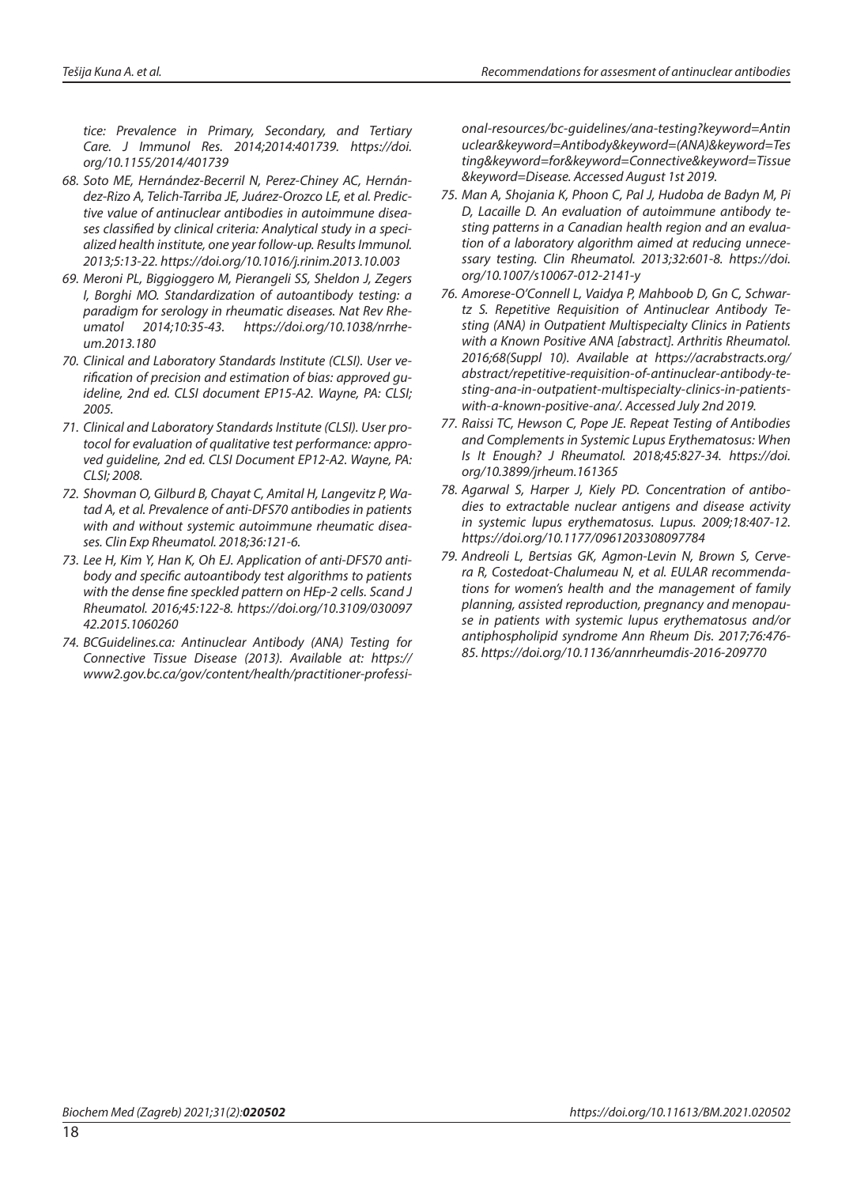*tice: Prevalence in Primary, Secondary, and Tertiary Care. J Immunol Res. 2014;2014:401739. https://doi.org/10.1155/2014/401739*

68. *Soto ME, Hernández-Becerril N, Perez-Chiney AC, Hernández-Rizo A, Telich-Tarriba JE, Juárez-Orozco LE, et al. Predictive value of antinuclear antibodies in autoimmune diseases classified by clinical criteria: Analytical study in a specialized health institute, one year follow-up. Results Immunol. 2013;5:13-22. https://doi.org/10.1016/j.rinim.2013.10.003*
69. *Meroni PL, Biggioggero M, Pierangeli SS, Sheldon J, Zegers I, Borghi MO. Standardization of autoantibody testing: a paradigm for serology in rheumatic diseases. Nat Rev Rheumatol 2014;10:35-43. https://doi.org/10.1038/nrrheum.2013.180*
70. *Clinical and Laboratory Standards Institute (CLSI). User verification of precision and estimation of bias: approved guideline, 2nd ed. CLSI document EP15-A2. Wayne, PA: CLSI; 2005.*
71. *Clinical and Laboratory Standards Institute (CLSI). User protocol for evaluation of qualitative test performance: approved guideline, 2nd ed. CLSI Document EP12-A2. Wayne, PA: CLSI; 2008.*
72. *Shovman O, Gilburd B, Chayat C, Amital H, Langevitz P, Watad A, et al. Prevalence of anti-DFS70 antibodies in patients with and without systemic autoimmune rheumatic diseases. Clin Exp Rheumatol. 2018;36:121-6.*
73. *Lee H, Kim Y, Han K, Oh EJ. Application of anti-DFS70 antibody and specific autoantibody test algorithms to patients with the dense fine speckled pattern on HEp-2 cells. Scand J Rheumatol. 2016;45:122-8. https://doi.org/10.3109/03009742.2015.1060260*
74. *BCGuidelines.ca: Antinuclear Antibody (ANA) Testing for Connective Tissue Disease (2013). Available at: https://www2.gov.bc.ca/gov/content/health/practitioner-professional-resources/bc-guidelines/ana-testing?keyword=Antinuclear&keyword=Antibody&keyword=(ANA)&keyword=Testing&keyword=for&keyword=Connective&keyword=Tissue&keyword=Disease. Accessed August 1st 2019.*
75. *Man A, Shojania K, Phoon C, Pal J, Hudoba de Badyn M, Pi D, Lacaille D. An evaluation of autoimmune antibody testing patterns in a Canadian health region and an evaluation of a laboratory algorithm aimed at reducing unnecessary testing. Clin Rheumatol. 2013;32:601-8. https://doi.org/10.1007/s10067-012-2141-y*
76. *Amorese-O'Connell L, Vaidya P, Mahboob D, Gn C, Schwartz S. Repetitive Requisition of Antinuclear Antibody Testing (ANA) in Outpatient Multispecialty Clinics in Patients with a Known Positive ANA [abstract]. Arthritis Rheumatol. 2016;68(Suppl 10). Available at https://acrabstracts.org/abstract/repetitive-requisition-of-antinuclear-antibody-testing-ana-in-outpatient-multispecialty-clinics-in-patients-with-a-known-positive-ana/. Accessed July 2nd 2019.*
77. *Raissi TC, Hewson C, Pope JE. Repeat Testing of Antibodies and Complements in Systemic Lupus Erythematosus: When Is It Enough? J Rheumatol. 2018;45:827-34. https://doi.org/10.3899/jrheum.161365*
78. *Agarwal S, Harper J, Kiely PD. Concentration of antibodies to extractable nuclear antigens and disease activity in systemic lupus erythematosus. Lupus. 2009;18:407-12. https://doi.org/10.1177/0961203308097784*
79. *Andreoli L, Bertsias GK, Agmon-Levin N, Brown S, Cervera R, Costedoat-Chalumeau N, et al. EULAR recommendations for women's health and the management of family planning, assisted reproduction, pregnancy and menopause in patients with systemic lupus erythematosus and/or antiphospholipid syndrome Ann Rheum Dis. 2017;76:476-85. https://doi.org/10.1136/annrheumdis-2016-209770*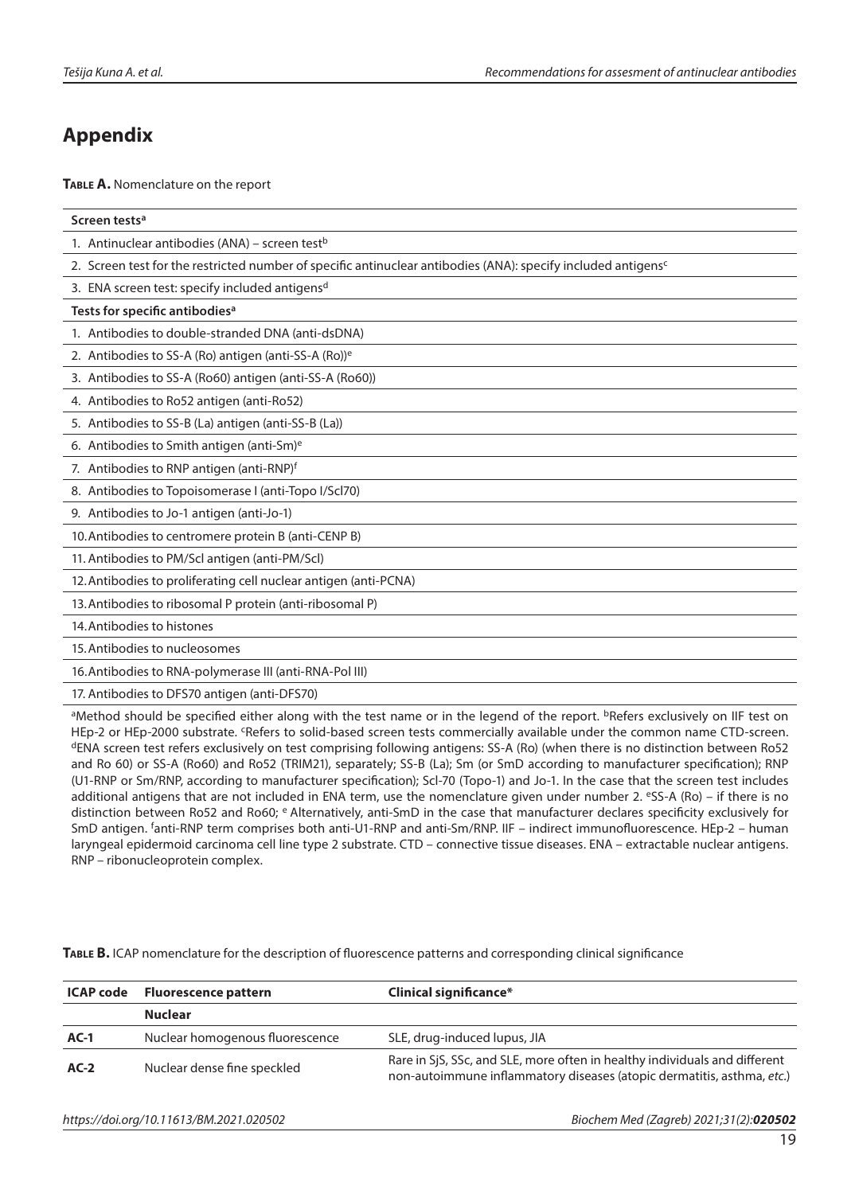# Appendix

**Table A.** Nomenclature on the report

| **Screen tests**[a] |
|---|
| 1. Antinuclear antibodies (ANA) – screen test[b] |
| 2. Screen test for the restricted number of specific antinuclear antibodies (ANA): specify included antigens[c] |
| 3. ENA screen test: specify included antigens[d] |
| **Tests for specific antibodies**[a] |
| 1. Antibodies to double-stranded DNA (anti-dsDNA) |
| 2. Antibodies to SS-A (Ro) antigen (anti-SS-A (Ro))[e] |
| 3. Antibodies to SS-A (Ro60) antigen (anti-SS-A (Ro60)) |
| 4. Antibodies to Ro52 antigen (anti-Ro52) |
| 5. Antibodies to SS-B (La) antigen (anti-SS-B (La)) |
| 6. Antibodies to Smith antigen (anti-Sm)[e] |
| 7. Antibodies to RNP antigen (anti-RNP)[f] |
| 8. Antibodies to Topoisomerase I (anti-Topo I/Scl70) |
| 9. Antibodies to Jo-1 antigen (anti-Jo-1) |
| 10. Antibodies to centromere protein B (anti-CENP B) |
| 11. Antibodies to PM/Scl antigen (anti-PM/Scl) |
| 12. Antibodies to proliferating cell nuclear antigen (anti-PCNA) |
| 13. Antibodies to ribosomal P protein (anti-ribosomal P) |
| 14. Antibodies to histones |
| 15. Antibodies to nucleosomes |
| 16. Antibodies to RNA-polymerase III (anti-RNA-Pol III) |
| 17. Antibodies to DFS70 antigen (anti-DFS70) |

[a]Method should be specified either along with the test name or in the legend of the report. [b]Refers exclusively on IIF test on HEp-2 or HEp-2000 substrate. [c]Refers to solid-based screen tests commercially available under the common name CTD-screen. [d]ENA screen test refers exclusively on test comprising following antigens: SS-A (Ro) (when there is no distinction between Ro52 and Ro 60) or SS-A (Ro60) and Ro52 (TRIM21), separately; SS-B (La); Sm (or SmD according to manufacturer specification); RNP (U1-RNP or Sm/RNP, according to manufacturer specification); Scl-70 (Topo-1) and Jo-1. In the case that the screen test includes additional antigens that are not included in ENA term, use the nomenclature given under number 2. [e]SS-A (Ro) – if there is no distinction between Ro52 and Ro60; [e] Alternatively, anti-SmD in the case that manufacturer declares specificity exclusively for SmD antigen. [f]anti-RNP term comprises both anti-U1-RNP and anti-Sm/RNP. IIF – indirect immunofluorescence. HEp-2 – human laryngeal epidermoid carcinoma cell line type 2 substrate. CTD – connective tissue diseases. ENA – extractable nuclear antigens. RNP – ribonucleoprotein complex.

**Table B.** ICAP nomenclature for the description of fluorescence patterns and corresponding clinical significance

| ICAP code | Fluorescence pattern | Clinical significance* |
|---|---|---|
| | **Nuclear** | |
| **AC-1** | Nuclear homogenous fluorescence | SLE, drug-induced lupus, JIA |
| **AC-2** | Nuclear dense fine speckled | Rare in SjS, SSc, and SLE, more often in healthy individuals and different non-autoimmune inflammatory diseases (atopic dermatitis, asthma, *etc.*) |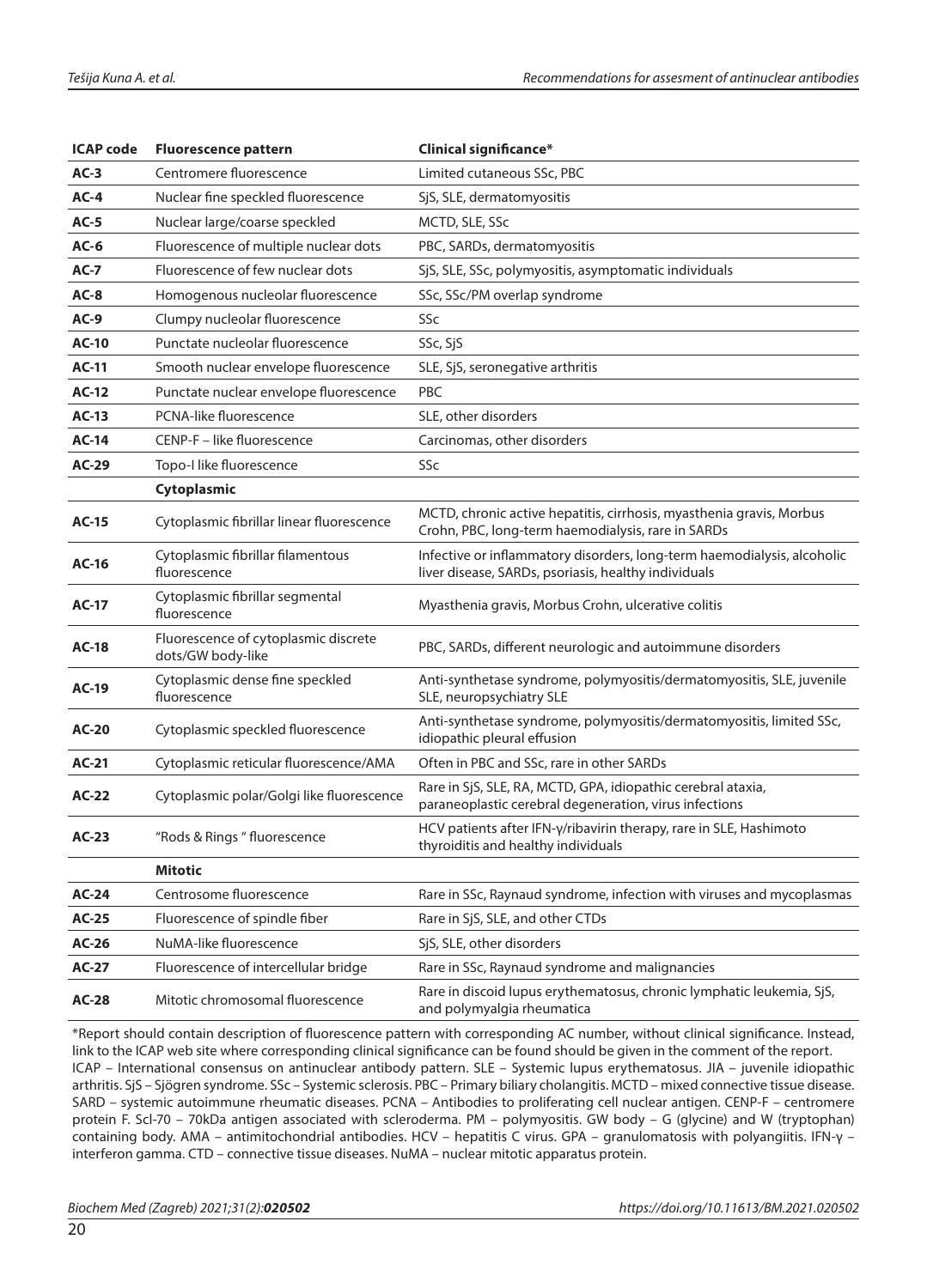| ICAP code | Fluorescence pattern | Clinical significance* |
|---|---|---|
| **AC-3** | Centromere fluorescence | Limited cutaneous SSc, PBC |
| **AC-4** | Nuclear fine speckled fluorescence | SjS, SLE, dermatomyositis |
| **AC-5** | Nuclear large/coarse speckled | MCTD, SLE, SSc |
| **AC-6** | Fluorescence of multiple nuclear dots | PBC, SARDs, dermatomyositis |
| **AC-7** | Fluorescence of few nuclear dots | SjS, SLE, SSc, polymyositis, asymptomatic individuals |
| **AC-8** | Homogenous nucleolar fluorescence | SSc, SSc/PM overlap syndrome |
| **AC-9** | Clumpy nucleolar fluorescence | SSc |
| **AC-10** | Punctate nucleolar fluorescence | SSc, SjS |
| **AC-11** | Smooth nuclear envelope fluorescence | SLE, SjS, seronegative arthritis |
| **AC-12** | Punctate nuclear envelope fluorescence | PBC |
| **AC-13** | PCNA-like fluorescence | SLE, other disorders |
| **AC-14** | CENP-F – like fluorescence | Carcinomas, other disorders |
| **AC-29** | Topo-I like fluorescence | SSc |
| | **Cytoplasmic** | |
| **AC-15** | Cytoplasmic fibrillar linear fluorescence | MCTD, chronic active hepatitis, cirrhosis, myasthenia gravis, Morbus Crohn, PBC, long-term haemodialysis, rare in SARDs |
| **AC-16** | Cytoplasmic fibrillar filamentous fluorescence | Infective or inflammatory disorders, long-term haemodialysis, alcoholic liver disease, SARDs, psoriasis, healthy individuals |
| **AC-17** | Cytoplasmic fibrillar segmental fluorescence | Myasthenia gravis, Morbus Crohn, ulcerative colitis |
| **AC-18** | Fluorescence of cytoplasmic discrete dots/GW body-like | PBC, SARDs, different neurologic and autoimmune disorders |
| **AC-19** | Cytoplasmic dense fine speckled fluorescence | Anti-synthetase syndrome, polymyositis/dermatomyositis, SLE, juvenile SLE, neuropsychiatry SLE |
| **AC-20** | Cytoplasmic speckled fluorescence | Anti-synthetase syndrome, polymyositis/dermatomyositis, limited SSc, idiopathic pleural effusion |
| **AC-21** | Cytoplasmic reticular fluorescence/AMA | Often in PBC and SSc, rare in other SARDs |
| **AC-22** | Cytoplasmic polar/Golgi like fluorescence | Rare in SjS, SLE, RA, MCTD, GPA, idiopathic cerebral ataxia, paraneoplastic cerebral degeneration, virus infections |
| **AC-23** | "Rods & Rings " fluorescence | HCV patients after IFN-γ/ribavirin therapy, rare in SLE, Hashimoto thyroiditis and healthy individuals |
| | **Mitotic** | |
| **AC-24** | Centrosome fluorescence | Rare in SSc, Raynaud syndrome, infection with viruses and mycoplasmas |
| **AC-25** | Fluorescence of spindle fiber | Rare in SjS, SLE, and other CTDs |
| **AC-26** | NuMA-like fluorescence | SjS, SLE, other disorders |
| **AC-27** | Fluorescence of intercellular bridge | Rare in SSc, Raynaud syndrome and malignancies |
| **AC-28** | Mitotic chromosomal fluorescence | Rare in discoid lupus erythematosus, chronic lymphatic leukemia, SjS, and polymyalgia rheumatica |

*Report should contain description of fluorescence pattern with corresponding AC number, without clinical significance. Instead, link to the ICAP web site where corresponding clinical significance can be found should be given in the comment of the report. ICAP – International consensus on antinuclear antibody pattern. SLE – Systemic lupus erythematosus. JIA – juvenile idiopathic arthritis. SjS – Sjögren syndrome. SSc – Systemic sclerosis. PBC – Primary biliary cholangitis. MCTD – mixed connective tissue disease. SARD – systemic autoimmune rheumatic diseases. PCNA – Antibodies to proliferating cell nuclear antigen. CENP-F – centromere protein F. Scl-70 – 70kDa antigen associated with scleroderma. PM – polymyositis. GW body – G (glycine) and W (tryptophan) containing body. AMA – antimitochondrial antibodies. HCV – hepatitis C virus. GPA – granulomatosis with polyangiitis. IFN-γ – interferon gamma. CTD – connective tissue diseases. NuMA – nuclear mitotic apparatus protein.